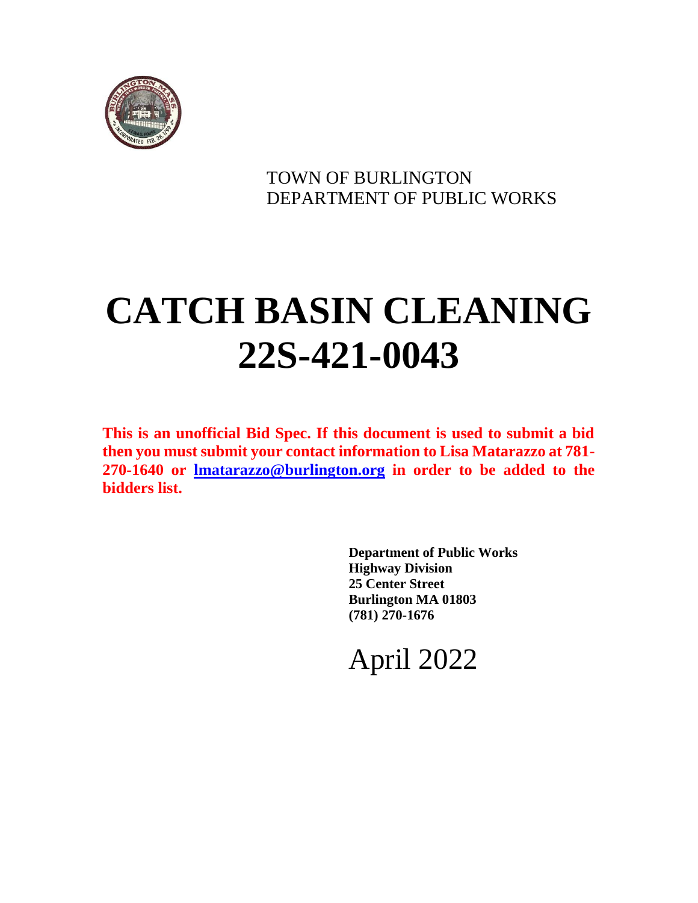TOWN OF BURLINGTON
DEPARTMENT OF PUBLIC WORKS

# CATCH BASIN CLEANING
# 22S-421-0043

**This is an unofficial Bid Spec. If this document is used to submit a bid then you must submit your contact information to Lisa Matarazzo at 781-270-1640 or [lmatarazzo@burlington.org](mailto:lmatarazzo@burlington.org) in order to be added to the bidders list.**

**Department of Public Works**
**Highway Division**
**25 Center Street**
**Burlington MA 01803**
**(781) 270-1676**

April 2022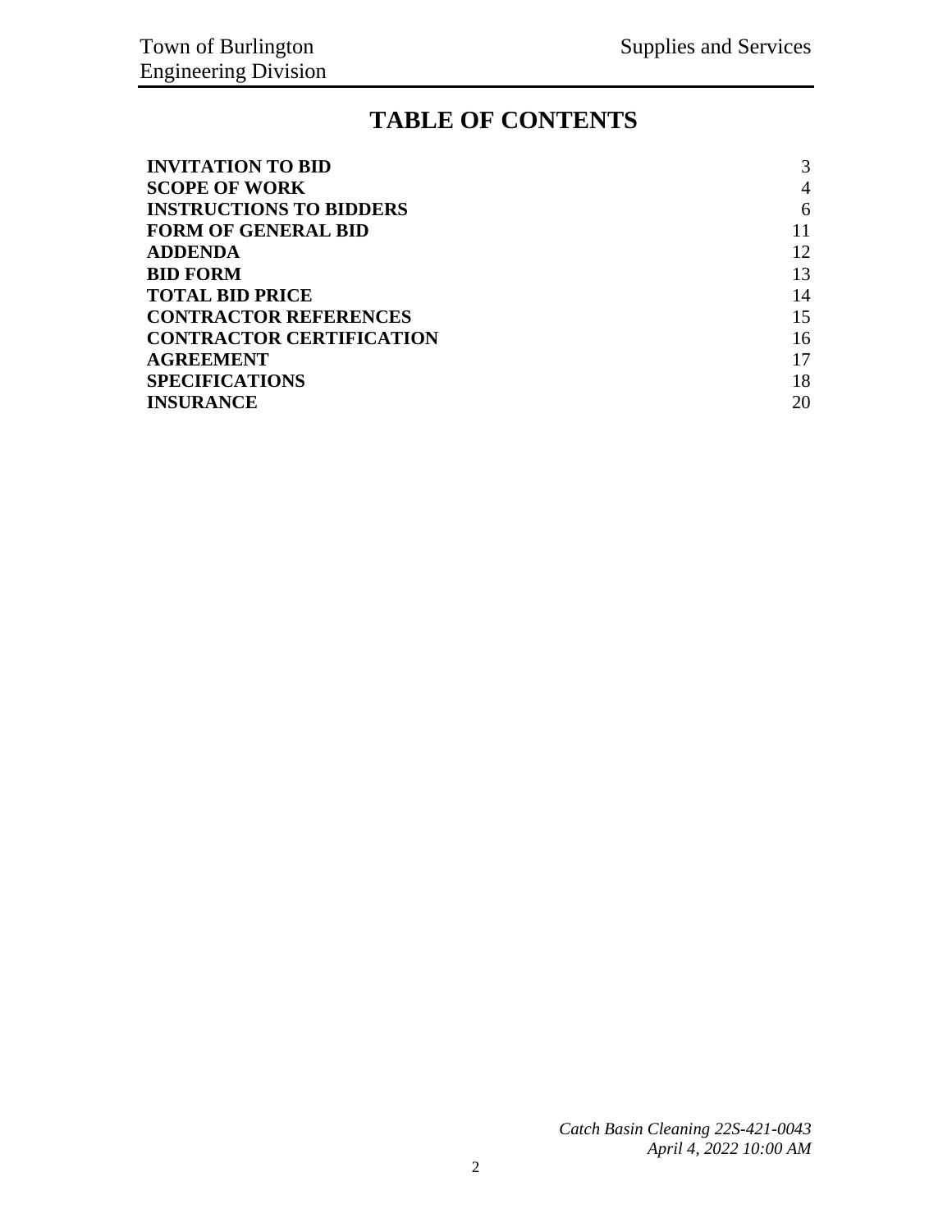# TABLE OF CONTENTS

| | |
|---|---|
| **INVITATION TO BID** | 3 |
| **SCOPE OF WORK** | 4 |
| **INSTRUCTIONS TO BIDDERS** | 6 |
| **FORM OF GENERAL BID** | 11 |
| **ADDENDA** | 12 |
| **BID FORM** | 13 |
| **TOTAL BID PRICE** | 14 |
| **CONTRACTOR REFERENCES** | 15 |
| **CONTRACTOR CERTIFICATION** | 16 |
| **AGREEMENT** | 17 |
| **SPECIFICATIONS** | 18 |
| **INSURANCE** | 20 |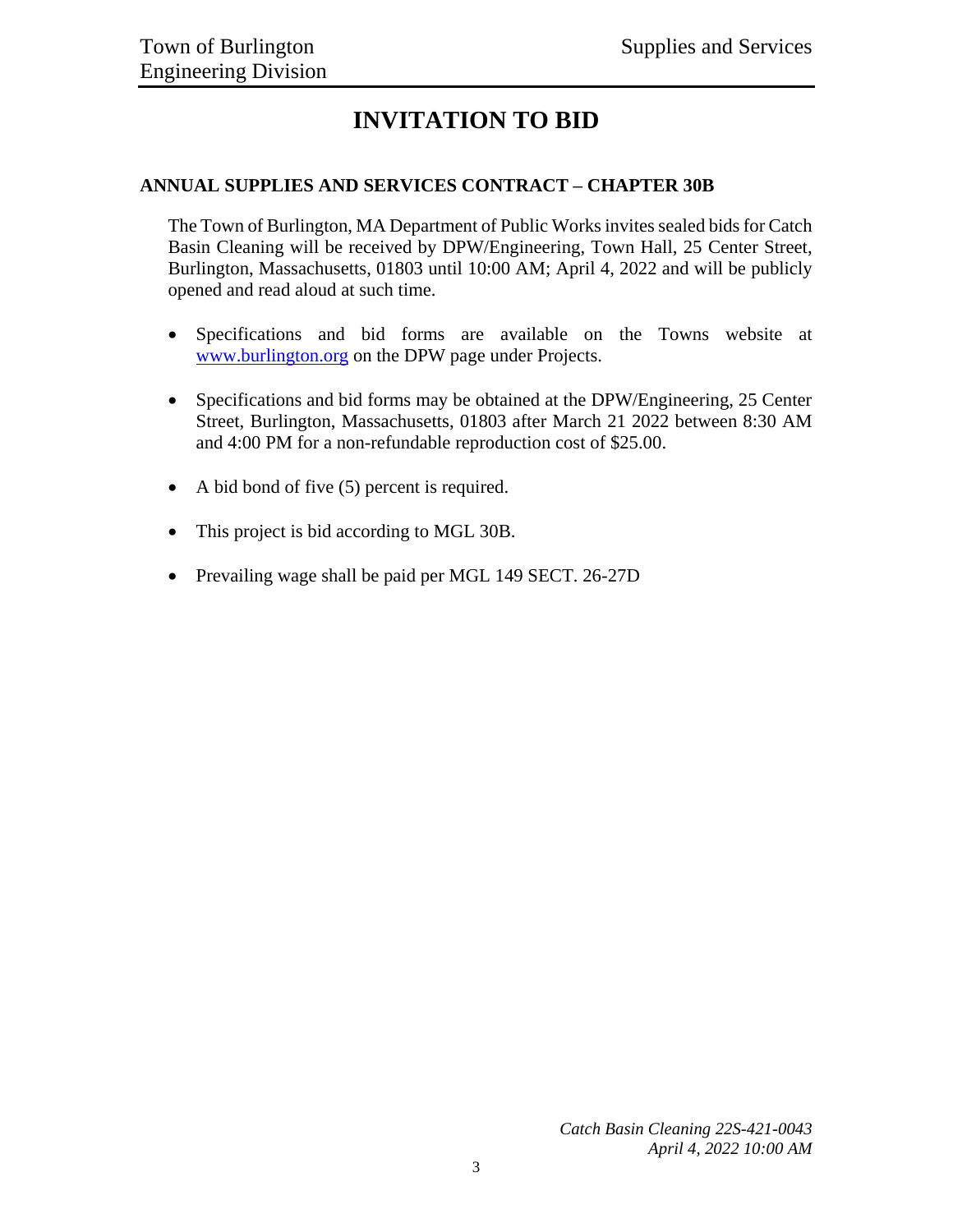# INVITATION TO BID

**ANNUAL SUPPLIES AND SERVICES CONTRACT – CHAPTER 30B**

The Town of Burlington, MA Department of Public Works invites sealed bids for Catch Basin Cleaning will be received by DPW/Engineering, Town Hall, 25 Center Street, Burlington, Massachusetts, 01803 until 10:00 AM; April 4, 2022 and will be publicly opened and read aloud at such time.

- Specifications and bid forms are available on the Towns website at www.burlington.org on the DPW page under Projects.
- Specifications and bid forms may be obtained at the DPW/Engineering, 25 Center Street, Burlington, Massachusetts, 01803 after March 21 2022 between 8:30 AM and 4:00 PM for a non-refundable reproduction cost of $25.00.
- A bid bond of five (5) percent is required.
- This project is bid according to MGL 30B.
- Prevailing wage shall be paid per MGL 149 SECT. 26-27D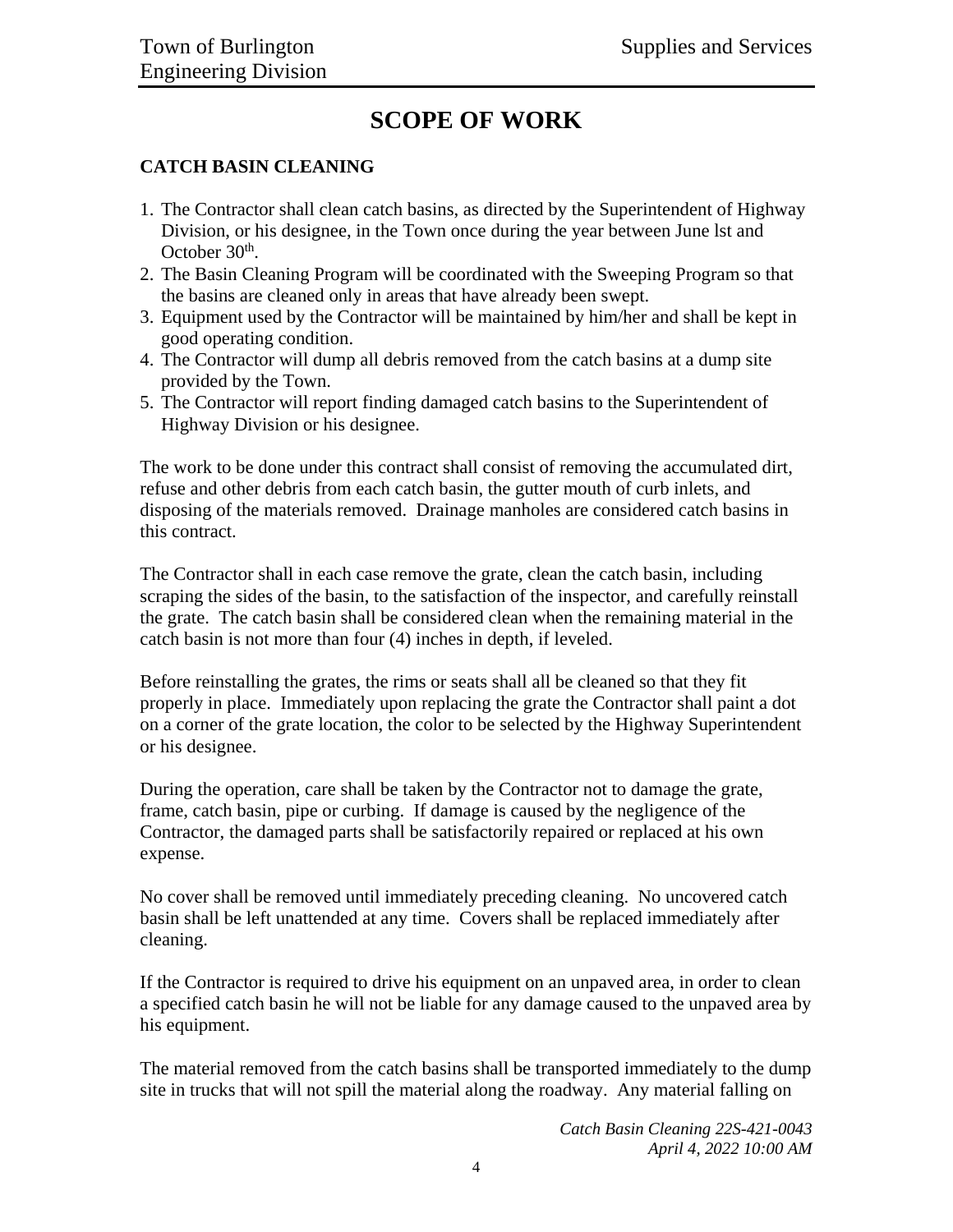# SCOPE OF WORK

## CATCH BASIN CLEANING

1. The Contractor shall clean catch basins, as directed by the Superintendent of Highway Division, or his designee, in the Town once during the year between June lst and October 30th.
2. The Basin Cleaning Program will be coordinated with the Sweeping Program so that the basins are cleaned only in areas that have already been swept.
3. Equipment used by the Contractor will be maintained by him/her and shall be kept in good operating condition.
4. The Contractor will dump all debris removed from the catch basins at a dump site provided by the Town.
5. The Contractor will report finding damaged catch basins to the Superintendent of Highway Division or his designee.

The work to be done under this contract shall consist of removing the accumulated dirt, refuse and other debris from each catch basin, the gutter mouth of curb inlets, and disposing of the materials removed. Drainage manholes are considered catch basins in this contract.

The Contractor shall in each case remove the grate, clean the catch basin, including scraping the sides of the basin, to the satisfaction of the inspector, and carefully reinstall the grate. The catch basin shall be considered clean when the remaining material in the catch basin is not more than four (4) inches in depth, if leveled.

Before reinstalling the grates, the rims or seats shall all be cleaned so that they fit properly in place. Immediately upon replacing the grate the Contractor shall paint a dot on a corner of the grate location, the color to be selected by the Highway Superintendent or his designee.

During the operation, care shall be taken by the Contractor not to damage the grate, frame, catch basin, pipe or curbing. If damage is caused by the negligence of the Contractor, the damaged parts shall be satisfactorily repaired or replaced at his own expense.

No cover shall be removed until immediately preceding cleaning. No uncovered catch basin shall be left unattended at any time. Covers shall be replaced immediately after cleaning.

If the Contractor is required to drive his equipment on an unpaved area, in order to clean a specified catch basin he will not be liable for any damage caused to the unpaved area by his equipment.

The material removed from the catch basins shall be transported immediately to the dump site in trucks that will not spill the material along the roadway. Any material falling on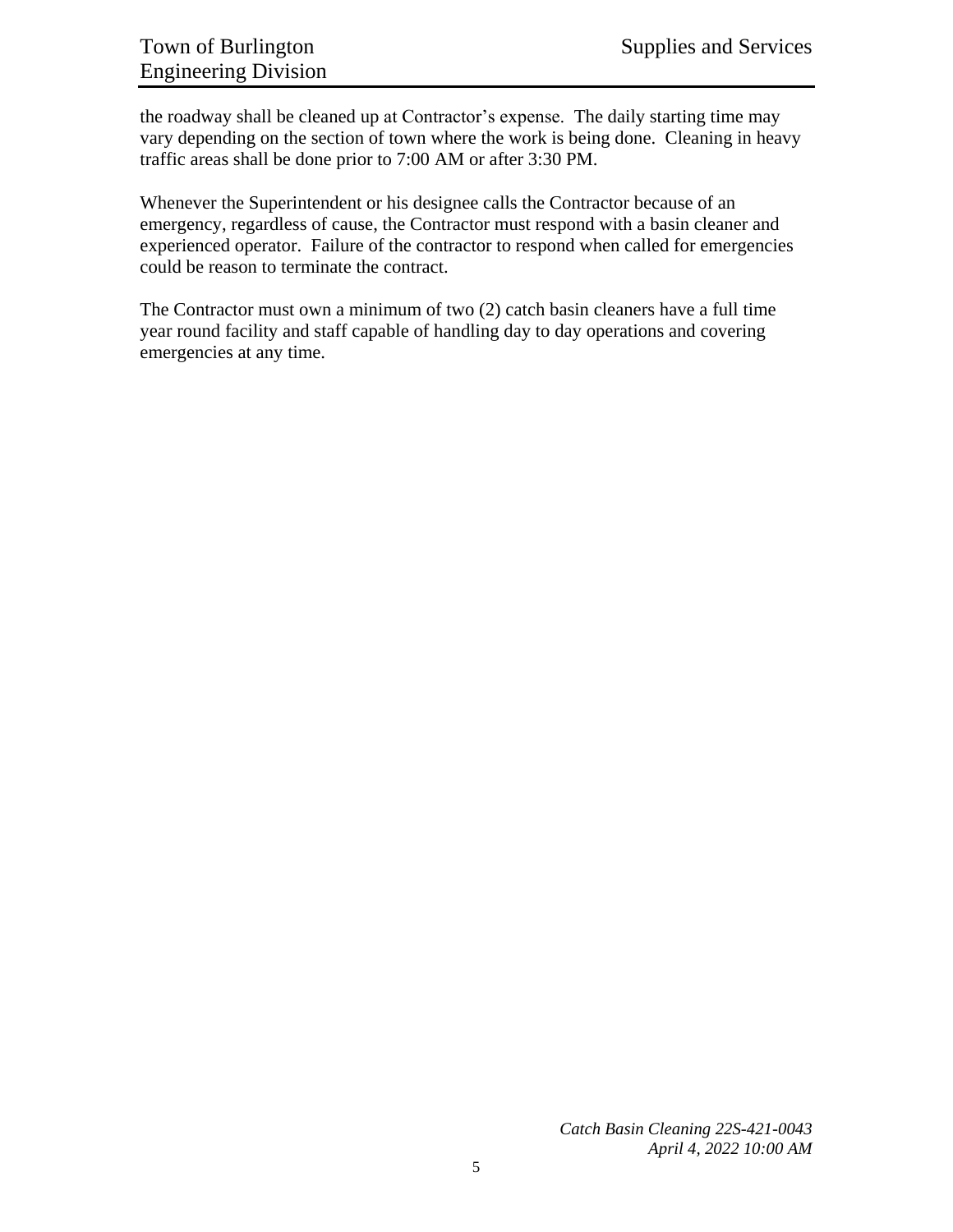the roadway shall be cleaned up at Contractor's expense. The daily starting time may vary depending on the section of town where the work is being done. Cleaning in heavy traffic areas shall be done prior to 7:00 AM or after 3:30 PM.

Whenever the Superintendent or his designee calls the Contractor because of an emergency, regardless of cause, the Contractor must respond with a basin cleaner and experienced operator. Failure of the contractor to respond when called for emergencies could be reason to terminate the contract.

The Contractor must own a minimum of two (2) catch basin cleaners have a full time year round facility and staff capable of handling day to day operations and covering emergencies at any time.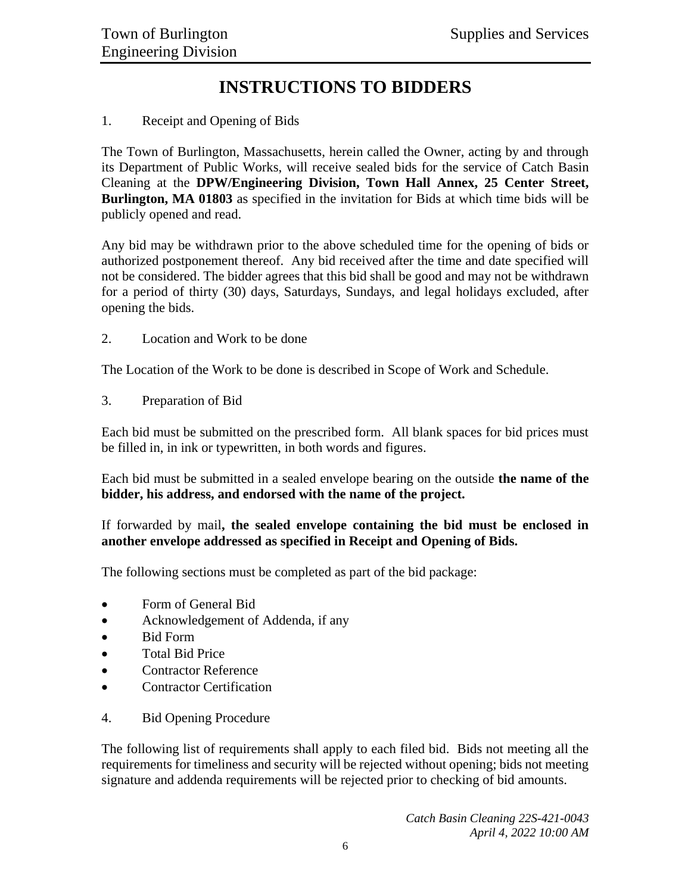# INSTRUCTIONS TO BIDDERS

1. Receipt and Opening of Bids

The Town of Burlington, Massachusetts, herein called the Owner, acting by and through its Department of Public Works, will receive sealed bids for the service of Catch Basin Cleaning at the **DPW/Engineering Division, Town Hall Annex, 25 Center Street, Burlington, MA 01803** as specified in the invitation for Bids at which time bids will be publicly opened and read.

Any bid may be withdrawn prior to the above scheduled time for the opening of bids or authorized postponement thereof. Any bid received after the time and date specified will not be considered. The bidder agrees that this bid shall be good and may not be withdrawn for a period of thirty (30) days, Saturdays, Sundays, and legal holidays excluded, after opening the bids.

2. Location and Work to be done

The Location of the Work to be done is described in Scope of Work and Schedule.

3. Preparation of Bid

Each bid must be submitted on the prescribed form. All blank spaces for bid prices must be filled in, in ink or typewritten, in both words and figures.

Each bid must be submitted in a sealed envelope bearing on the outside **the name of the bidder, his address, and endorsed with the name of the project.**

If forwarded by mail**, the sealed envelope containing the bid must be enclosed in another envelope addressed as specified in Receipt and Opening of Bids.**

The following sections must be completed as part of the bid package:

- Form of General Bid
- Acknowledgement of Addenda, if any
- Bid Form
- Total Bid Price
- Contractor Reference
- Contractor Certification

4. Bid Opening Procedure

The following list of requirements shall apply to each filed bid. Bids not meeting all the requirements for timeliness and security will be rejected without opening; bids not meeting signature and addenda requirements will be rejected prior to checking of bid amounts.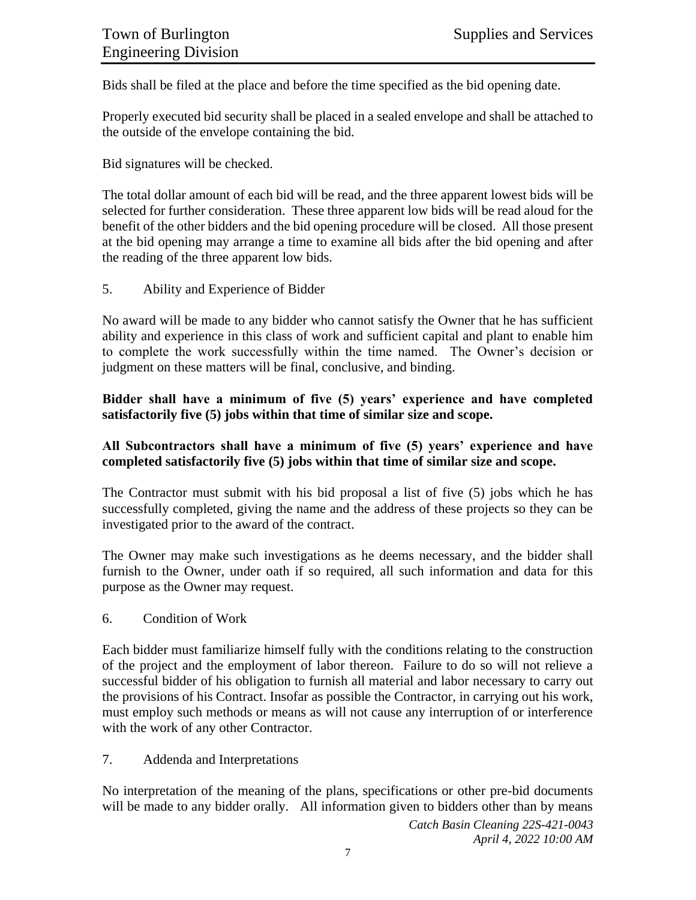Bids shall be filed at the place and before the time specified as the bid opening date.

Properly executed bid security shall be placed in a sealed envelope and shall be attached to the outside of the envelope containing the bid.

Bid signatures will be checked.

The total dollar amount of each bid will be read, and the three apparent lowest bids will be selected for further consideration. These three apparent low bids will be read aloud for the benefit of the other bidders and the bid opening procedure will be closed. All those present at the bid opening may arrange a time to examine all bids after the bid opening and after the reading of the three apparent low bids.

5. Ability and Experience of Bidder

No award will be made to any bidder who cannot satisfy the Owner that he has sufficient ability and experience in this class of work and sufficient capital and plant to enable him to complete the work successfully within the time named. The Owner's decision or judgment on these matters will be final, conclusive, and binding.

**Bidder shall have a minimum of five (5) years' experience and have completed satisfactorily five (5) jobs within that time of similar size and scope.**

**All Subcontractors shall have a minimum of five (5) years' experience and have completed satisfactorily five (5) jobs within that time of similar size and scope.**

The Contractor must submit with his bid proposal a list of five (5) jobs which he has successfully completed, giving the name and the address of these projects so they can be investigated prior to the award of the contract.

The Owner may make such investigations as he deems necessary, and the bidder shall furnish to the Owner, under oath if so required, all such information and data for this purpose as the Owner may request.

6. Condition of Work

Each bidder must familiarize himself fully with the conditions relating to the construction of the project and the employment of labor thereon. Failure to do so will not relieve a successful bidder of his obligation to furnish all material and labor necessary to carry out the provisions of his Contract. Insofar as possible the Contractor, in carrying out his work, must employ such methods or means as will not cause any interruption of or interference with the work of any other Contractor.

7. Addenda and Interpretations

No interpretation of the meaning of the plans, specifications or other pre-bid documents will be made to any bidder orally. All information given to bidders other than by means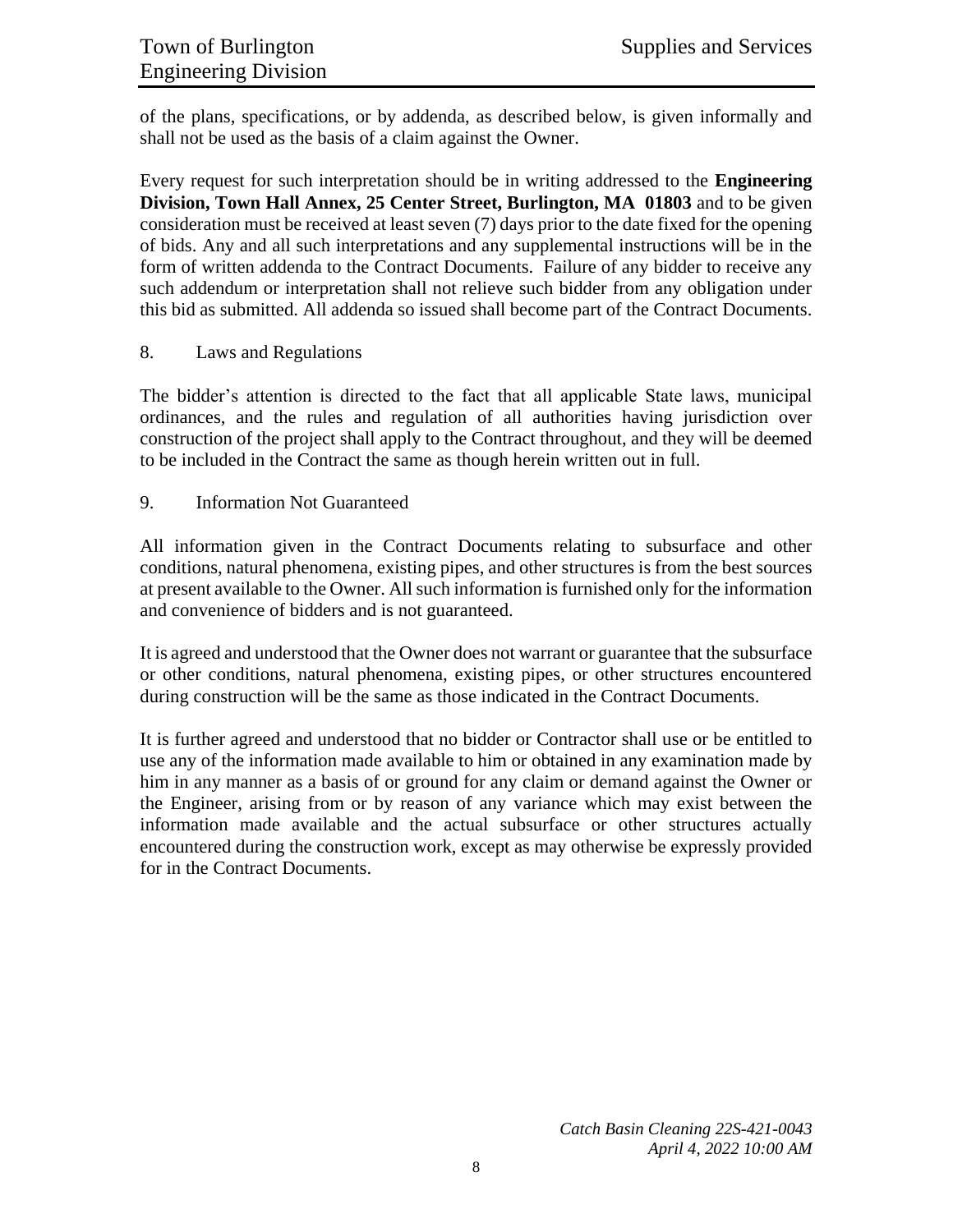of the plans, specifications, or by addenda, as described below, is given informally and shall not be used as the basis of a claim against the Owner.

Every request for such interpretation should be in writing addressed to the **Engineering Division, Town Hall Annex, 25 Center Street, Burlington, MA 01803** and to be given consideration must be received at least seven (7) days prior to the date fixed for the opening of bids. Any and all such interpretations and any supplemental instructions will be in the form of written addenda to the Contract Documents. Failure of any bidder to receive any such addendum or interpretation shall not relieve such bidder from any obligation under this bid as submitted. All addenda so issued shall become part of the Contract Documents.

8. Laws and Regulations

The bidder's attention is directed to the fact that all applicable State laws, municipal ordinances, and the rules and regulation of all authorities having jurisdiction over construction of the project shall apply to the Contract throughout, and they will be deemed to be included in the Contract the same as though herein written out in full.

9. Information Not Guaranteed

All information given in the Contract Documents relating to subsurface and other conditions, natural phenomena, existing pipes, and other structures is from the best sources at present available to the Owner. All such information is furnished only for the information and convenience of bidders and is not guaranteed.

It is agreed and understood that the Owner does not warrant or guarantee that the subsurface or other conditions, natural phenomena, existing pipes, or other structures encountered during construction will be the same as those indicated in the Contract Documents.

It is further agreed and understood that no bidder or Contractor shall use or be entitled to use any of the information made available to him or obtained in any examination made by him in any manner as a basis of or ground for any claim or demand against the Owner or the Engineer, arising from or by reason of any variance which may exist between the information made available and the actual subsurface or other structures actually encountered during the construction work, except as may otherwise be expressly provided for in the Contract Documents.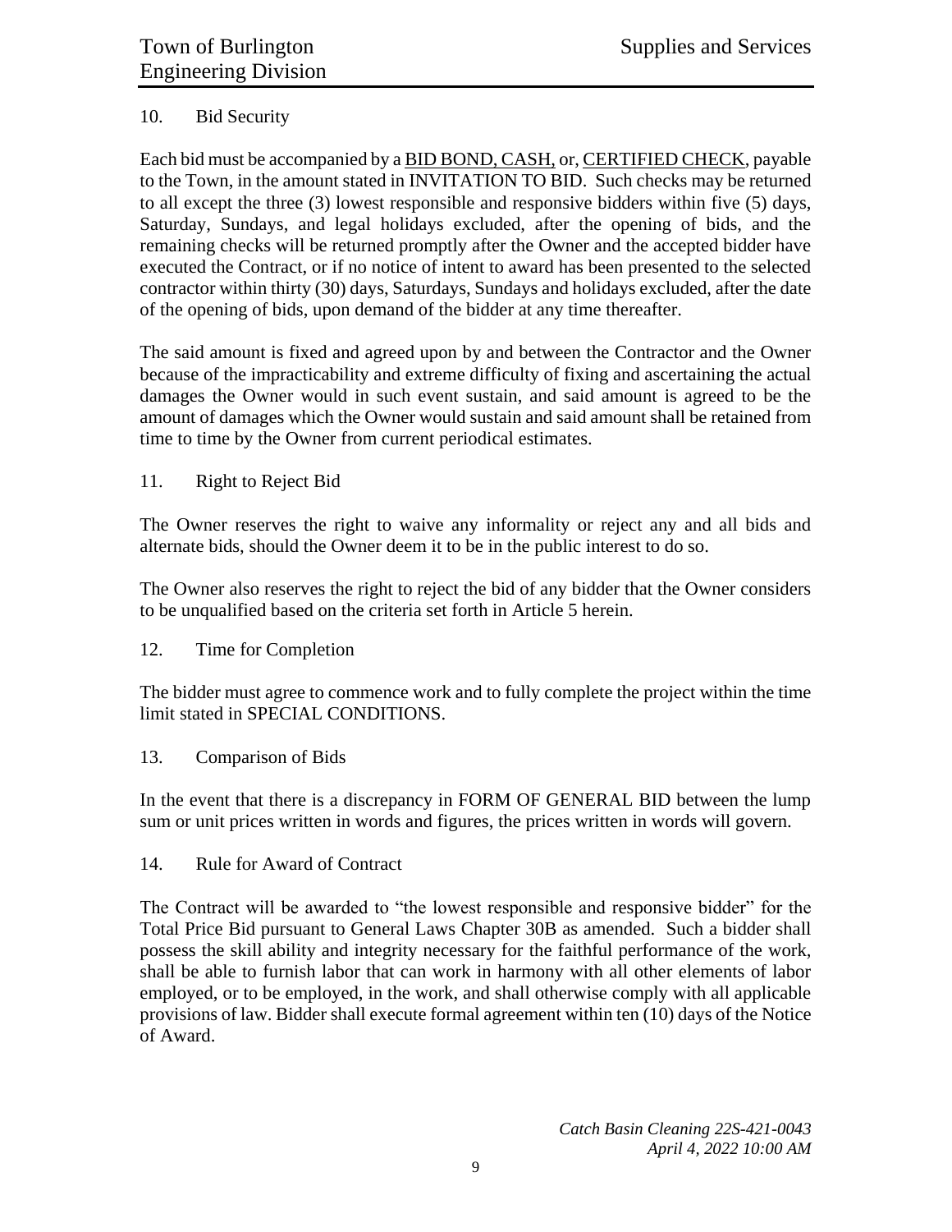## 10. Bid Security

Each bid must be accompanied by a <u>BID BOND, CASH,</u> or, <u>CERTIFIED CHECK</u>, payable to the Town, in the amount stated in INVITATION TO BID. Such checks may be returned to all except the three (3) lowest responsible and responsive bidders within five (5) days, Saturday, Sundays, and legal holidays excluded, after the opening of bids, and the remaining checks will be returned promptly after the Owner and the accepted bidder have executed the Contract, or if no notice of intent to award has been presented to the selected contractor within thirty (30) days, Saturdays, Sundays and holidays excluded, after the date of the opening of bids, upon demand of the bidder at any time thereafter.

The said amount is fixed and agreed upon by and between the Contractor and the Owner because of the impracticability and extreme difficulty of fixing and ascertaining the actual damages the Owner would in such event sustain, and said amount is agreed to be the amount of damages which the Owner would sustain and said amount shall be retained from time to time by the Owner from current periodical estimates.

## 11. Right to Reject Bid

The Owner reserves the right to waive any informality or reject any and all bids and alternate bids, should the Owner deem it to be in the public interest to do so.

The Owner also reserves the right to reject the bid of any bidder that the Owner considers to be unqualified based on the criteria set forth in Article 5 herein.

## 12. Time for Completion

The bidder must agree to commence work and to fully complete the project within the time limit stated in SPECIAL CONDITIONS.

## 13. Comparison of Bids

In the event that there is a discrepancy in FORM OF GENERAL BID between the lump sum or unit prices written in words and figures, the prices written in words will govern.

## 14. Rule for Award of Contract

The Contract will be awarded to "the lowest responsible and responsive bidder" for the Total Price Bid pursuant to General Laws Chapter 30B as amended. Such a bidder shall possess the skill ability and integrity necessary for the faithful performance of the work, shall be able to furnish labor that can work in harmony with all other elements of labor employed, or to be employed, in the work, and shall otherwise comply with all applicable provisions of law. Bidder shall execute formal agreement within ten (10) days of the Notice of Award.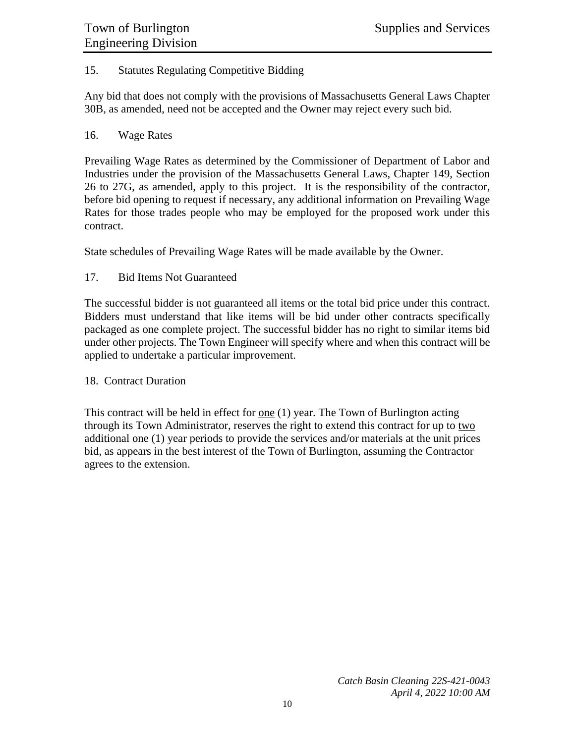## 15. Statutes Regulating Competitive Bidding

Any bid that does not comply with the provisions of Massachusetts General Laws Chapter 30B, as amended, need not be accepted and the Owner may reject every such bid.

## 16. Wage Rates

Prevailing Wage Rates as determined by the Commissioner of Department of Labor and Industries under the provision of the Massachusetts General Laws, Chapter 149, Section 26 to 27G, as amended, apply to this project. It is the responsibility of the contractor, before bid opening to request if necessary, any additional information on Prevailing Wage Rates for those trades people who may be employed for the proposed work under this contract.

State schedules of Prevailing Wage Rates will be made available by the Owner.

## 17. Bid Items Not Guaranteed

The successful bidder is not guaranteed all items or the total bid price under this contract. Bidders must understand that like items will be bid under other contracts specifically packaged as one complete project. The successful bidder has no right to similar items bid under other projects. The Town Engineer will specify where and when this contract will be applied to undertake a particular improvement.

## 18. Contract Duration

This contract will be held in effect for <u>one</u> (1) year. The Town of Burlington acting through its Town Administrator, reserves the right to extend this contract for up to <u>two</u> additional one (1) year periods to provide the services and/or materials at the unit prices bid, as appears in the best interest of the Town of Burlington, assuming the Contractor agrees to the extension.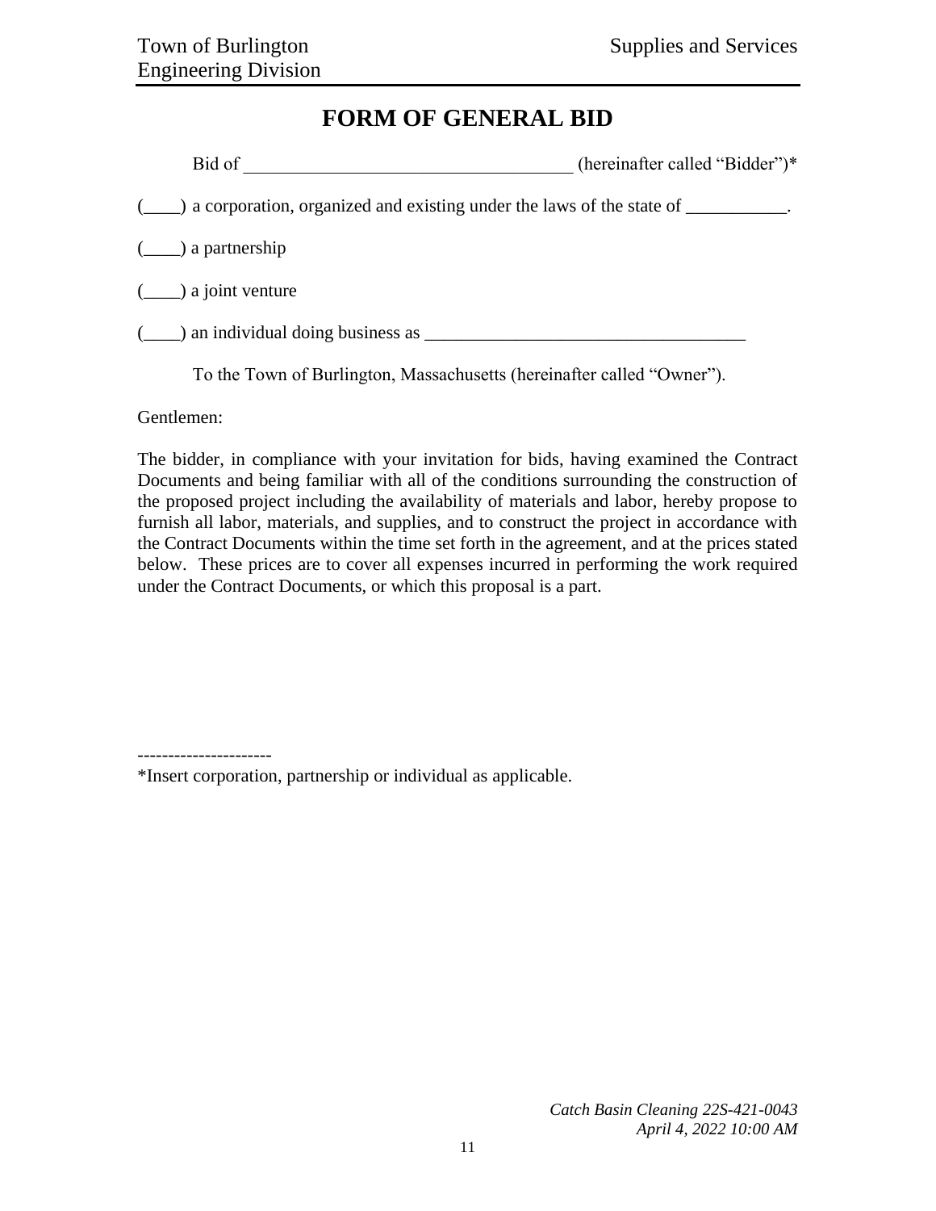# FORM OF GENERAL BID

Bid of ____________________________________ (hereinafter called "Bidder")*

(____) a corporation, organized and existing under the laws of the state of ___________.

(____) a partnership

(____) a joint venture

(____) an individual doing business as ____________________________________

To the Town of Burlington, Massachusetts (hereinafter called "Owner").

Gentlemen:

The bidder, in compliance with your invitation for bids, having examined the Contract Documents and being familiar with all of the conditions surrounding the construction of the proposed project including the availability of materials and labor, hereby propose to furnish all labor, materials, and supplies, and to construct the project in accordance with the Contract Documents within the time set forth in the agreement, and at the prices stated below. These prices are to cover all expenses incurred in performing the work required under the Contract Documents, or which this proposal is a part.

----------------------

*Insert corporation, partnership or individual as applicable.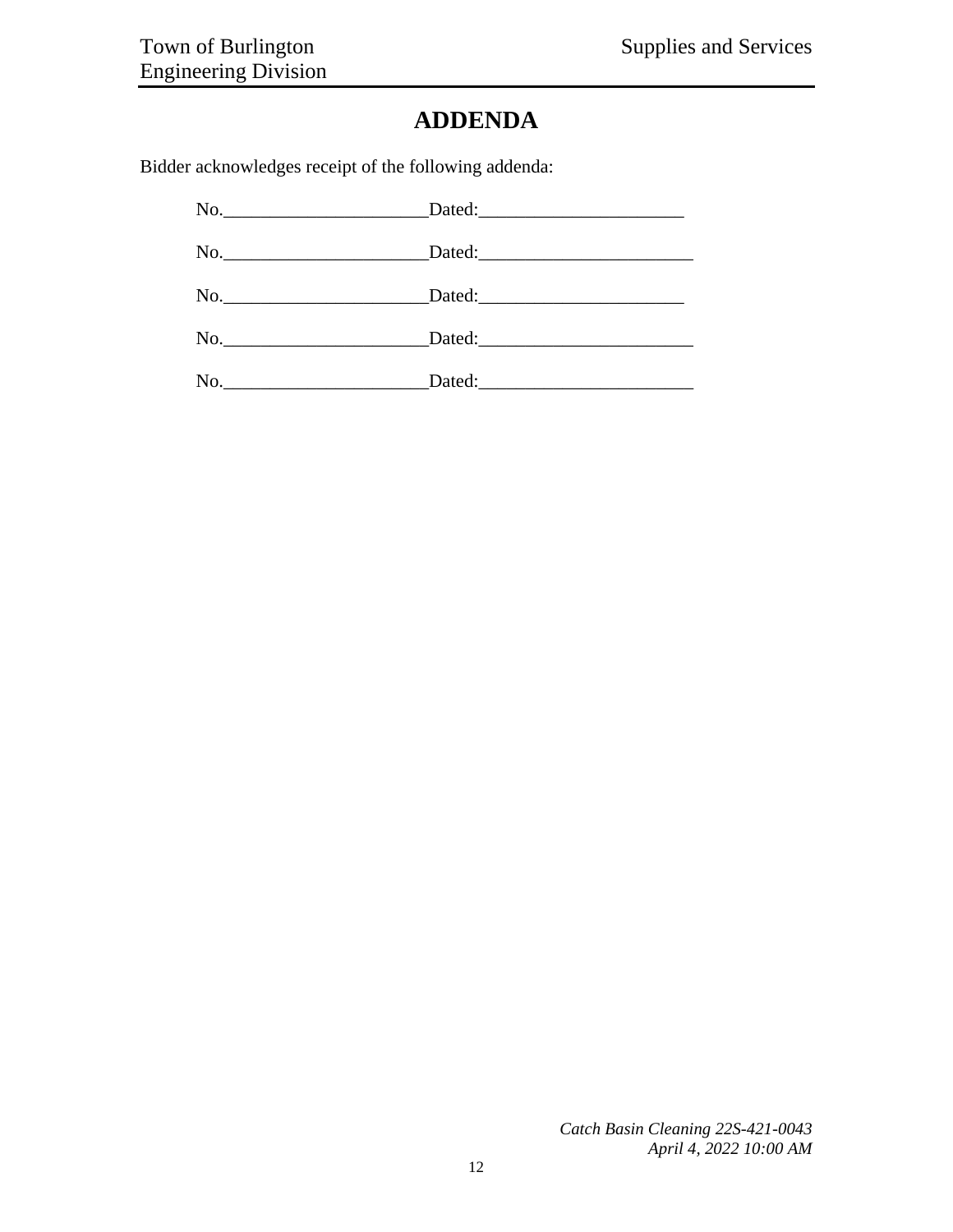# ADDENDA

Bidder acknowledges receipt of the following addenda:

No.______________________Dated:______________________

No.______________________Dated:______________________

No.______________________Dated:______________________

No.______________________Dated:______________________

No.______________________Dated:______________________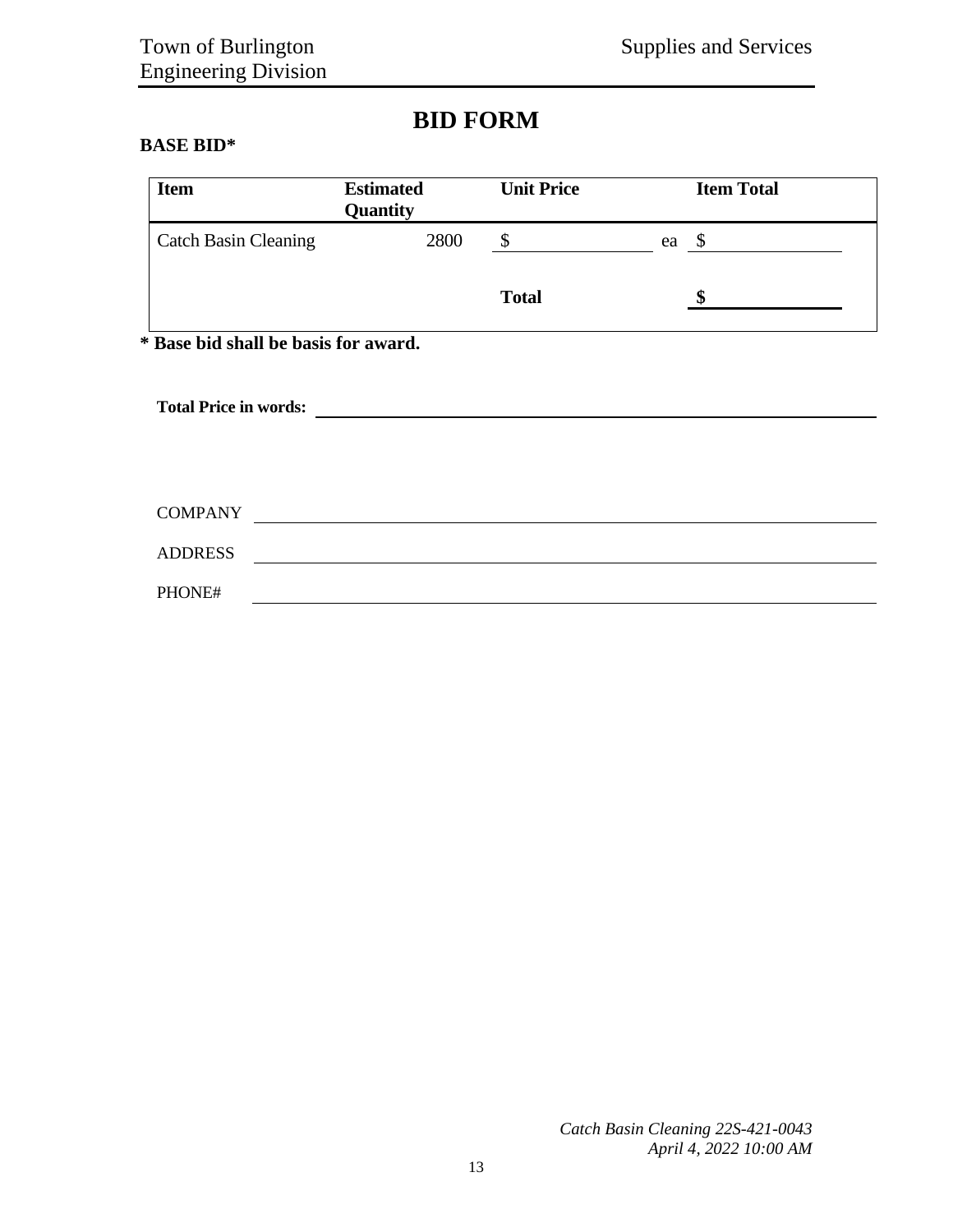# BID FORM

**BASE BID***

| Item | Estimated Quantity | Unit Price | Item Total |
|---|---|---|---|
| Catch Basin Cleaning | 2800 | $ \_\_\_\_\_\_\_\_\_\_ ea | $ \_\_\_\_\_\_\_\_\_\_ |
| | | **Total** | **$** \_\_\_\_\_\_\_\_\_\_ |

**\* Base bid shall be basis for award.**

**Total Price in words:** \_\_\_\_\_\_\_\_\_\_\_\_\_\_\_\_\_\_\_\_\_\_\_\_\_\_\_\_\_\_\_\_\_\_\_\_\_\_\_\_

COMPANY \_\_\_\_\_\_\_\_\_\_\_\_\_\_\_\_\_\_\_\_\_\_\_\_\_\_\_\_\_\_\_\_\_\_\_\_\_\_\_\_

ADDRESS \_\_\_\_\_\_\_\_\_\_\_\_\_\_\_\_\_\_\_\_\_\_\_\_\_\_\_\_\_\_\_\_\_\_\_\_\_\_\_\_

PHONE# \_\_\_\_\_\_\_\_\_\_\_\_\_\_\_\_\_\_\_\_\_\_\_\_\_\_\_\_\_\_\_\_\_\_\_\_\_\_\_\_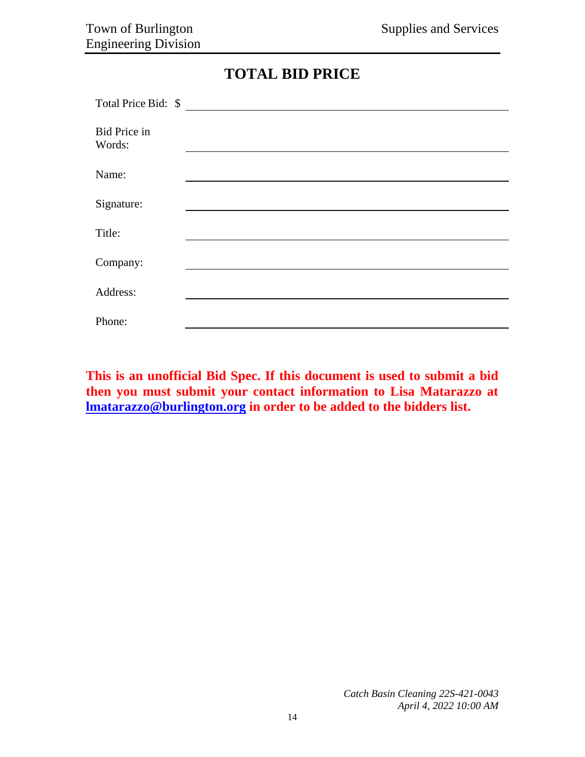# TOTAL BID PRICE

Total Price Bid: $ ______________________________

Bid Price in Words: ______________________________

Name: ______________________________

Signature: ______________________________

Title: ______________________________

Company: ______________________________

Address: ______________________________

Phone: ______________________________

**This is an unofficial Bid Spec. If this document is used to submit a bid then you must submit your contact information to Lisa Matarazzo at lmatarazzo@burlington.org in order to be added to the bidders list.**

*Catch Basin Cleaning 22S-421-0043*
*April 4, 2022 10:00 AM*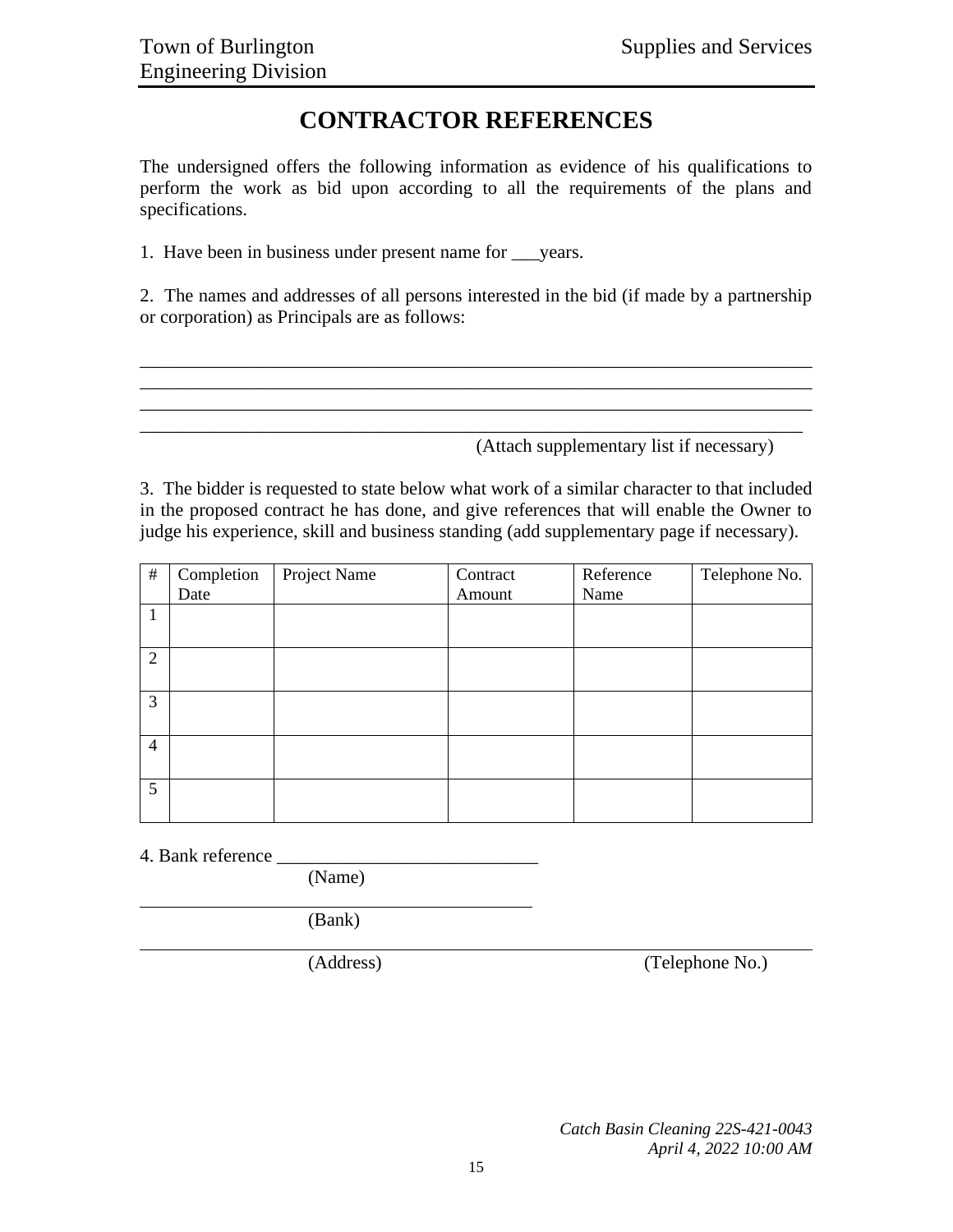# CONTRACTOR REFERENCES

The undersigned offers the following information as evidence of his qualifications to perform the work as bid upon according to all the requirements of the plans and specifications.

1. Have been in business under present name for ___years.

2. The names and addresses of all persons interested in the bid (if made by a partnership or corporation) as Principals are as follows:

_______________________________________________________________________________
_______________________________________________________________________________
_______________________________________________________________________________
_______________________________________________________________________________

(Attach supplementary list if necessary)

3. The bidder is requested to state below what work of a similar character to that included in the proposed contract he has done, and give references that will enable the Owner to judge his experience, skill and business standing (add supplementary page if necessary).

| # | Completion Date | Project Name | Contract Amount | Reference Name | Telephone No. |
|---|---|---|---|---|---|
| 1 | | | | | |
| 2 | | | | | |
| 3 | | | | | |
| 4 | | | | | |
| 5 | | | | | |

4. Bank reference ____________________________
(Name)

_____________________________________________
(Bank)

_______________________________________________________________________________
(Address) (Telephone No.)

*Catch Basin Cleaning 22S-421-0043*
*April 4, 2022 10:00 AM*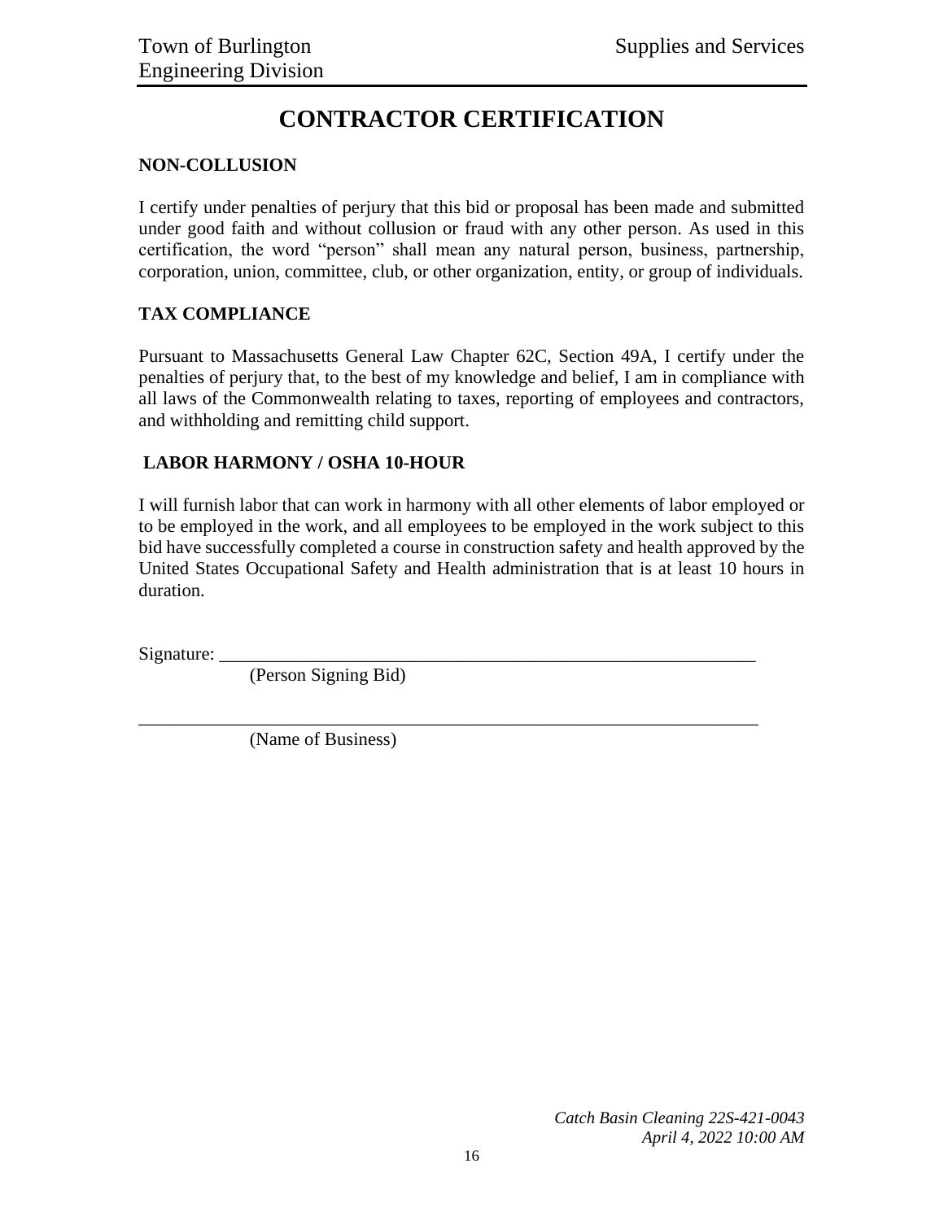# CONTRACTOR CERTIFICATION

**NON-COLLUSION**

I certify under penalties of perjury that this bid or proposal has been made and submitted under good faith and without collusion or fraud with any other person. As used in this certification, the word "person" shall mean any natural person, business, partnership, corporation, union, committee, club, or other organization, entity, or group of individuals.

**TAX COMPLIANCE**

Pursuant to Massachusetts General Law Chapter 62C, Section 49A, I certify under the penalties of perjury that, to the best of my knowledge and belief, I am in compliance with all laws of the Commonwealth relating to taxes, reporting of employees and contractors, and withholding and remitting child support.

**LABOR HARMONY / OSHA 10-HOUR**

I will furnish labor that can work in harmony with all other elements of labor employed or to be employed in the work, and all employees to be employed in the work subject to this bid have successfully completed a course in construction safety and health approved by the United States Occupational Safety and Health administration that is at least 10 hours in duration.

Signature: ____________________________________________________________
(Person Signing Bid)

______________________________________________________________________
(Name of Business)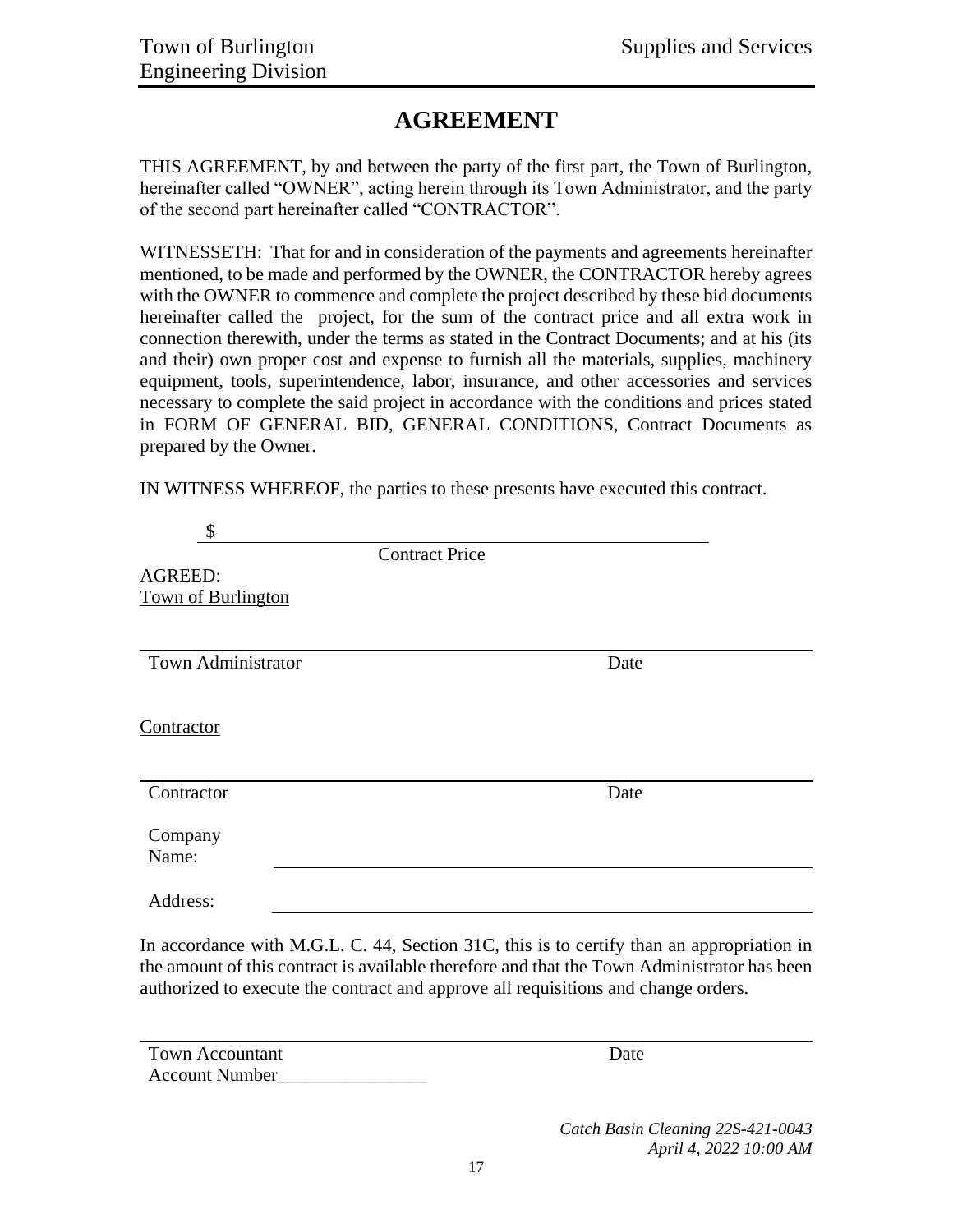# AGREEMENT

THIS AGREEMENT, by and between the party of the first part, the Town of Burlington, hereinafter called "OWNER", acting herein through its Town Administrator, and the party of the second part hereinafter called "CONTRACTOR".

WITNESSETH: That for and in consideration of the payments and agreements hereinafter mentioned, to be made and performed by the OWNER, the CONTRACTOR hereby agrees with the OWNER to commence and complete the project described by these bid documents hereinafter called the project, for the sum of the contract price and all extra work in connection therewith, under the terms as stated in the Contract Documents; and at his (its and their) own proper cost and expense to furnish all the materials, supplies, machinery equipment, tools, superintendence, labor, insurance, and other accessories and services necessary to complete the said project in accordance with the conditions and prices stated in FORM OF GENERAL BID, GENERAL CONDITIONS, Contract Documents as prepared by the Owner.

IN WITNESS WHEREOF, the parties to these presents have executed this contract.

$ ______________________________________________

Contract Price

AGREED:

Town of Burlington

______________________________________________

Town Administrator Date

Contractor

______________________________________________

Contractor Date

Company Name: ______________________________________________

Address: ______________________________________________

In accordance with M.G.L. C. 44, Section 31C, this is to certify than an appropriation in the amount of this contract is available therefore and that the Town Administrator has been authorized to execute the contract and approve all requisitions and change orders.

______________________________________________

Town Accountant Date

Account Number________________

*Catch Basin Cleaning 22S-421-0043*

*April 4, 2022 10:00 AM*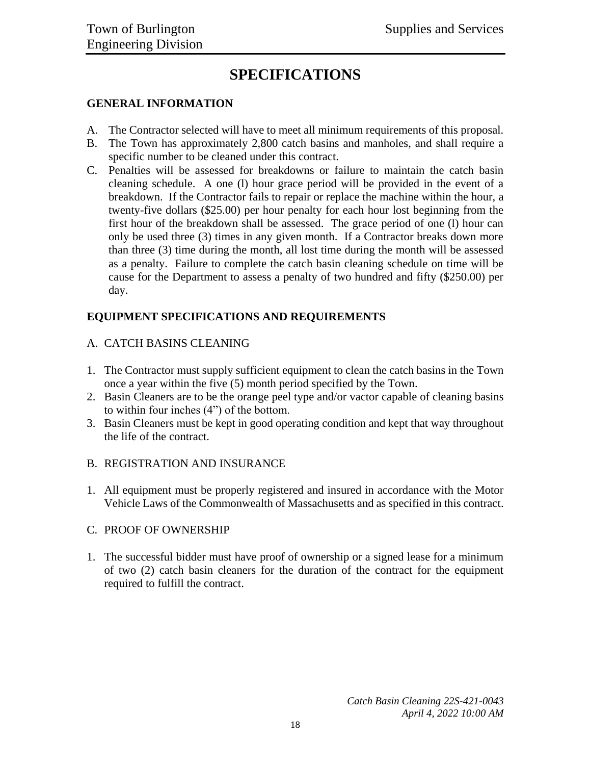# SPECIFICATIONS

## GENERAL INFORMATION

A. The Contractor selected will have to meet all minimum requirements of this proposal.

B. The Town has approximately 2,800 catch basins and manholes, and shall require a specific number to be cleaned under this contract.

C. Penalties will be assessed for breakdowns or failure to maintain the catch basin cleaning schedule. A one (l) hour grace period will be provided in the event of a breakdown. If the Contractor fails to repair or replace the machine within the hour, a twenty-five dollars ($25.00) per hour penalty for each hour lost beginning from the first hour of the breakdown shall be assessed. The grace period of one (l) hour can only be used three (3) times in any given month. If a Contractor breaks down more than three (3) time during the month, all lost time during the month will be assessed as a penalty. Failure to complete the catch basin cleaning schedule on time will be cause for the Department to assess a penalty of two hundred and fifty ($250.00) per day.

## EQUIPMENT SPECIFICATIONS AND REQUIREMENTS

A. CATCH BASINS CLEANING

1. The Contractor must supply sufficient equipment to clean the catch basins in the Town once a year within the five (5) month period specified by the Town.
2. Basin Cleaners are to be the orange peel type and/or vactor capable of cleaning basins to within four inches (4") of the bottom.
3. Basin Cleaners must be kept in good operating condition and kept that way throughout the life of the contract.

B. REGISTRATION AND INSURANCE

1. All equipment must be properly registered and insured in accordance with the Motor Vehicle Laws of the Commonwealth of Massachusetts and as specified in this contract.

C. PROOF OF OWNERSHIP

1. The successful bidder must have proof of ownership or a signed lease for a minimum of two (2) catch basin cleaners for the duration of the contract for the equipment required to fulfill the contract.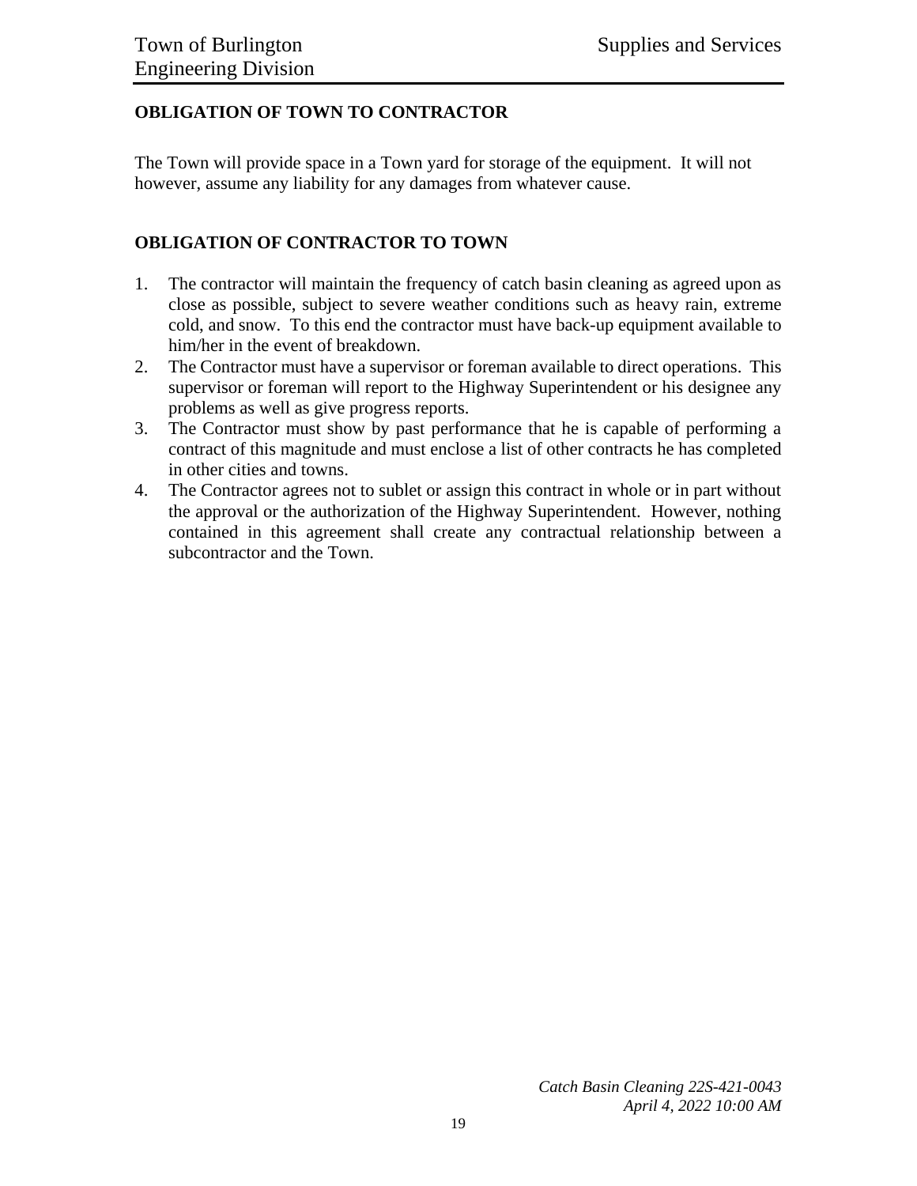## OBLIGATION OF TOWN TO CONTRACTOR

The Town will provide space in a Town yard for storage of the equipment. It will not however, assume any liability for any damages from whatever cause.

## OBLIGATION OF CONTRACTOR TO TOWN

1. The contractor will maintain the frequency of catch basin cleaning as agreed upon as close as possible, subject to severe weather conditions such as heavy rain, extreme cold, and snow. To this end the contractor must have back-up equipment available to him/her in the event of breakdown.
2. The Contractor must have a supervisor or foreman available to direct operations. This supervisor or foreman will report to the Highway Superintendent or his designee any problems as well as give progress reports.
3. The Contractor must show by past performance that he is capable of performing a contract of this magnitude and must enclose a list of other contracts he has completed in other cities and towns.
4. The Contractor agrees not to sublet or assign this contract in whole or in part without the approval or the authorization of the Highway Superintendent. However, nothing contained in this agreement shall create any contractual relationship between a subcontractor and the Town.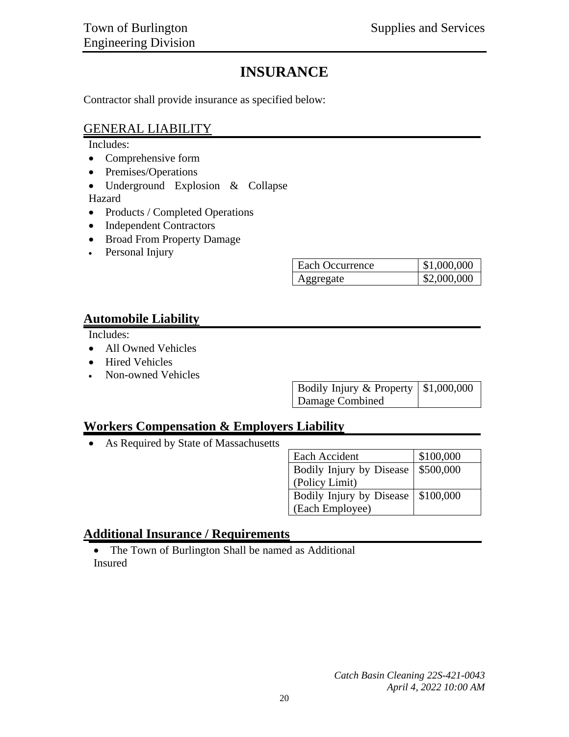# INSURANCE

Contractor shall provide insurance as specified below:

## GENERAL LIABILITY

Includes:

- Comprehensive form
- Premises/Operations
- Underground Explosion & Collapse Hazard
- Products / Completed Operations
- Independent Contractors
- Broad From Property Damage
- Personal Injury

| Each Occurrence | $1,000,000 |
|---|---|
| Aggregate | $2,000,000 |

## **Automobile Liability**

Includes:

- All Owned Vehicles
- Hired Vehicles
- Non-owned Vehicles

| Bodily Injury & Property Damage Combined | $1,000,000 |
|---|---|

## **Workers Compensation & Employers Liability**

- As Required by State of Massachusetts

| Each Accident | $100,000 |
|---|---|
| Bodily Injury by Disease (Policy Limit) | $500,000 |
| Bodily Injury by Disease (Each Employee) | $100,000 |

## **Additional Insurance / Requirements**

- The Town of Burlington Shall be named as Additional Insured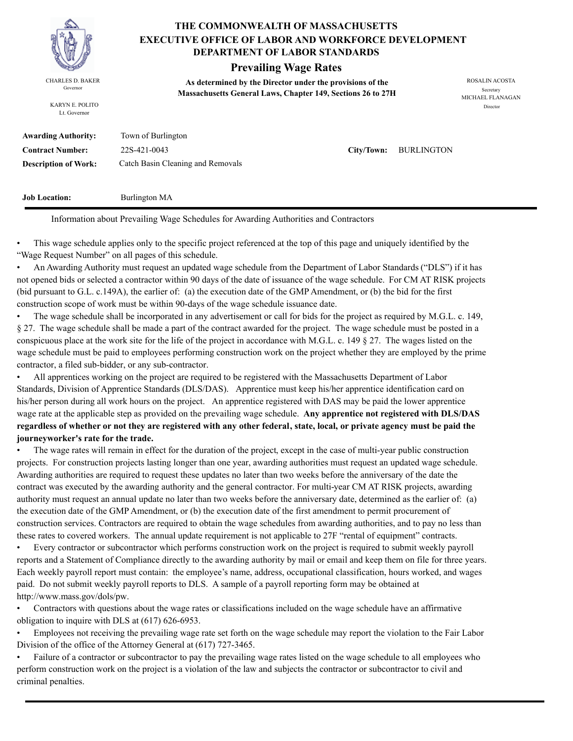# THE COMMONWEALTH OF MASSACHUSETTS
## EXECUTIVE OFFICE OF LABOR AND WORKFORCE DEVELOPMENT
## DEPARTMENT OF LABOR STANDARDS

### Prevailing Wage Rates

**As determined by the Director under the provisions of the Massachusetts General Laws, Chapter 149, Sections 26 to 27H**

CHARLES D. BAKER
Governor

KARYN E. POLITO
Lt. Governor

ROSALIN ACOSTA
Secretary

MICHAEL FLANAGAN
Director

**Awarding Authority:** Town of Burlington

**Contract Number:** 22S-421-0043 **City/Town:** BURLINGTON

**Description of Work:** Catch Basin Cleaning and Removals

**Job Location:** Burlington MA

---

Information about Prevailing Wage Schedules for Awarding Authorities and Contractors

- This wage schedule applies only to the specific project referenced at the top of this page and uniquely identified by the "Wage Request Number" on all pages of this schedule.
- An Awarding Authority must request an updated wage schedule from the Department of Labor Standards ("DLS") if it has not opened bids or selected a contractor within 90 days of the date of issuance of the wage schedule. For CM AT RISK projects (bid pursuant to G.L. c.149A), the earlier of: (a) the execution date of the GMP Amendment, or (b) the bid for the first construction scope of work must be within 90-days of the wage schedule issuance date.
- The wage schedule shall be incorporated in any advertisement or call for bids for the project as required by M.G.L. c. 149, § 27. The wage schedule shall be made a part of the contract awarded for the project. The wage schedule must be posted in a conspicuous place at the work site for the life of the project in accordance with M.G.L. c. 149 § 27. The wages listed on the wage schedule must be paid to employees performing construction work on the project whether they are employed by the prime contractor, a filed sub-bidder, or any sub-contractor.
- All apprentices working on the project are required to be registered with the Massachusetts Department of Labor Standards, Division of Apprentice Standards (DLS/DAS). Apprentice must keep his/her apprentice identification card on his/her person during all work hours on the project. An apprentice registered with DAS may be paid the lower apprentice wage rate at the applicable step as provided on the prevailing wage schedule. **Any apprentice not registered with DLS/DAS regardless of whether or not they are registered with any other federal, state, local, or private agency must be paid the journeyworker's rate for the trade.**
- The wage rates will remain in effect for the duration of the project, except in the case of multi-year public construction projects. For construction projects lasting longer than one year, awarding authorities must request an updated wage schedule. Awarding authorities are required to request these updates no later than two weeks before the anniversary of the date the contract was executed by the awarding authority and the general contractor. For multi-year CM AT RISK projects, awarding authority must request an annual update no later than two weeks before the anniversary date, determined as the earlier of: (a) the execution date of the GMP Amendment, or (b) the execution date of the first amendment to permit procurement of construction services. Contractors are required to obtain the wage schedules from awarding authorities, and to pay no less than these rates to covered workers. The annual update requirement is not applicable to 27F "rental of equipment" contracts.
- Every contractor or subcontractor which performs construction work on the project is required to submit weekly payroll reports and a Statement of Compliance directly to the awarding authority by mail or email and keep them on file for three years. Each weekly payroll report must contain: the employee's name, address, occupational classification, hours worked, and wages paid. Do not submit weekly payroll reports to DLS. A sample of a payroll reporting form may be obtained at http://www.mass.gov/dols/pw.
- Contractors with questions about the wage rates or classifications included on the wage schedule have an affirmative obligation to inquire with DLS at (617) 626-6953.
- Employees not receiving the prevailing wage rate set forth on the wage schedule may report the violation to the Fair Labor Division of the office of the Attorney General at (617) 727-3465.
- Failure of a contractor or subcontractor to pay the prevailing wage rates listed on the wage schedule to all employees who perform construction work on the project is a violation of the law and subjects the contractor or subcontractor to civil and criminal penalties.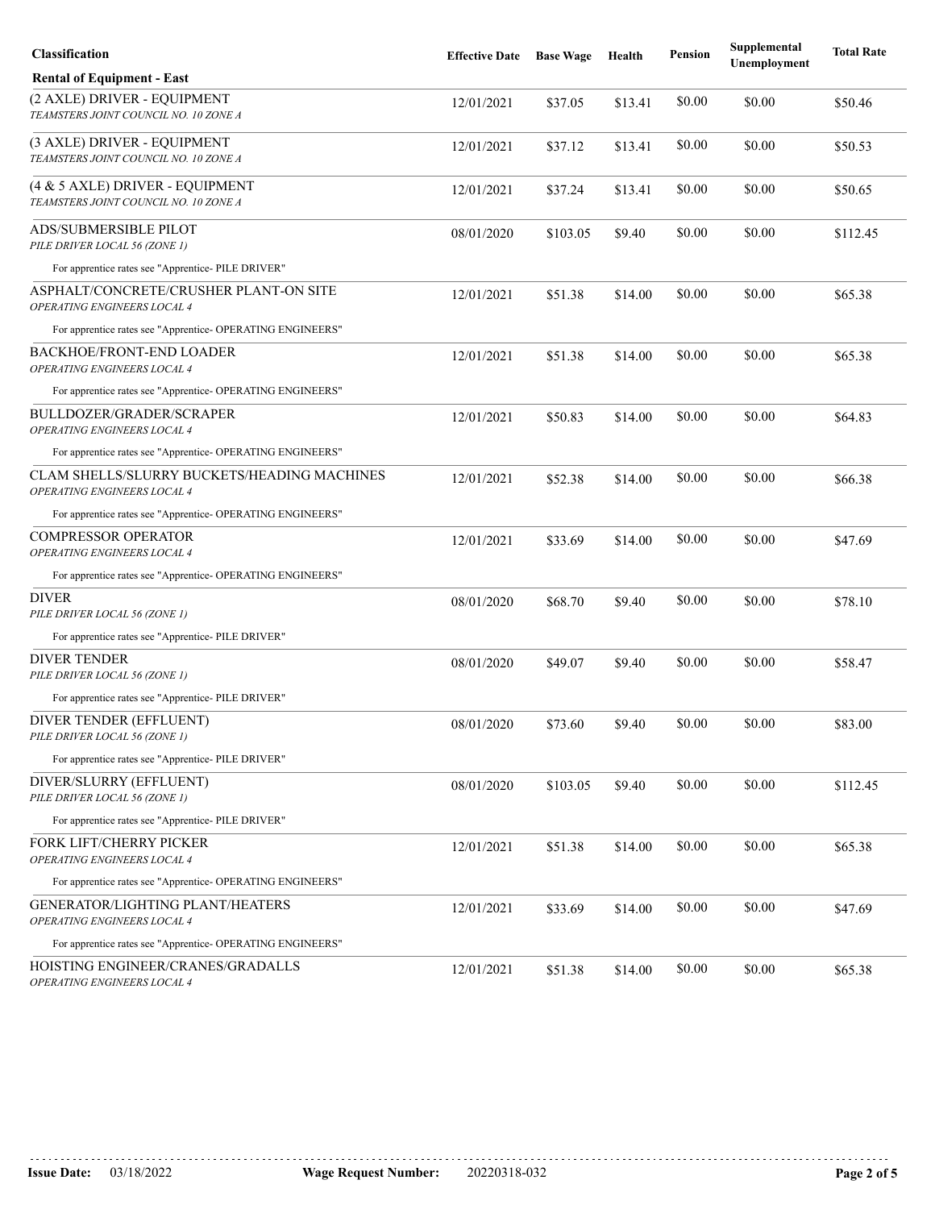| Classification | Effective Date | Base Wage | Health | Pension | Supplemental Unemployment | Total Rate |
|---|---|---|---|---|---|---|
| **Rental of Equipment - East** | | | | | | |
| (2 AXLE) DRIVER - EQUIPMENT<br>*TEAMSTERS JOINT COUNCIL NO. 10 ZONE A* | 12/01/2021 | $37.05 | $13.41 | $0.00 | $0.00 | $50.46 |
| (3 AXLE) DRIVER - EQUIPMENT<br>*TEAMSTERS JOINT COUNCIL NO. 10 ZONE A* | 12/01/2021 | $37.12 | $13.41 | $0.00 | $0.00 | $50.53 |
| (4 & 5 AXLE) DRIVER - EQUIPMENT<br>*TEAMSTERS JOINT COUNCIL NO. 10 ZONE A* | 12/01/2021 | $37.24 | $13.41 | $0.00 | $0.00 | $50.65 |
| ADS/SUBMERSIBLE PILOT<br>*PILE DRIVER LOCAL 56 (ZONE 1)* | 08/01/2020 | $103.05 | $9.40 | $0.00 | $0.00 | $112.45 |
| For apprentice rates see "Apprentice- PILE DRIVER" | | | | | | |
| ASPHALT/CONCRETE/CRUSHER PLANT-ON SITE<br>*OPERATING ENGINEERS LOCAL 4* | 12/01/2021 | $51.38 | $14.00 | $0.00 | $0.00 | $65.38 |
| For apprentice rates see "Apprentice- OPERATING ENGINEERS" | | | | | | |
| BACKHOE/FRONT-END LOADER<br>*OPERATING ENGINEERS LOCAL 4* | 12/01/2021 | $51.38 | $14.00 | $0.00 | $0.00 | $65.38 |
| For apprentice rates see "Apprentice- OPERATING ENGINEERS" | | | | | | |
| BULLDOZER/GRADER/SCRAPER<br>*OPERATING ENGINEERS LOCAL 4* | 12/01/2021 | $50.83 | $14.00 | $0.00 | $0.00 | $64.83 |
| For apprentice rates see "Apprentice- OPERATING ENGINEERS" | | | | | | |
| CLAM SHELLS/SLURRY BUCKETS/HEADING MACHINES<br>*OPERATING ENGINEERS LOCAL 4* | 12/01/2021 | $52.38 | $14.00 | $0.00 | $0.00 | $66.38 |
| For apprentice rates see "Apprentice- OPERATING ENGINEERS" | | | | | | |
| COMPRESSOR OPERATOR<br>*OPERATING ENGINEERS LOCAL 4* | 12/01/2021 | $33.69 | $14.00 | $0.00 | $0.00 | $47.69 |
| For apprentice rates see "Apprentice- OPERATING ENGINEERS" | | | | | | |
| DIVER<br>*PILE DRIVER LOCAL 56 (ZONE 1)* | 08/01/2020 | $68.70 | $9.40 | $0.00 | $0.00 | $78.10 |
| For apprentice rates see "Apprentice- PILE DRIVER" | | | | | | |
| DIVER TENDER<br>*PILE DRIVER LOCAL 56 (ZONE 1)* | 08/01/2020 | $49.07 | $9.40 | $0.00 | $0.00 | $58.47 |
| For apprentice rates see "Apprentice- PILE DRIVER" | | | | | | |
| DIVER TENDER (EFFLUENT)<br>*PILE DRIVER LOCAL 56 (ZONE 1)* | 08/01/2020 | $73.60 | $9.40 | $0.00 | $0.00 | $83.00 |
| For apprentice rates see "Apprentice- PILE DRIVER" | | | | | | |
| DIVER/SLURRY (EFFLUENT)<br>*PILE DRIVER LOCAL 56 (ZONE 1)* | 08/01/2020 | $103.05 | $9.40 | $0.00 | $0.00 | $112.45 |
| For apprentice rates see "Apprentice- PILE DRIVER" | | | | | | |
| FORK LIFT/CHERRY PICKER<br>*OPERATING ENGINEERS LOCAL 4* | 12/01/2021 | $51.38 | $14.00 | $0.00 | $0.00 | $65.38 |
| For apprentice rates see "Apprentice- OPERATING ENGINEERS" | | | | | | |
| GENERATOR/LIGHTING PLANT/HEATERS<br>*OPERATING ENGINEERS LOCAL 4* | 12/01/2021 | $33.69 | $14.00 | $0.00 | $0.00 | $47.69 |
| For apprentice rates see "Apprentice- OPERATING ENGINEERS" | | | | | | |
| HOISTING ENGINEER/CRANES/GRADALLS<br>*OPERATING ENGINEERS LOCAL 4* | 12/01/2021 | $51.38 | $14.00 | $0.00 | $0.00 | $65.38 |

**Issue Date:** 03/18/2022 **Wage Request Number:** 20220318-032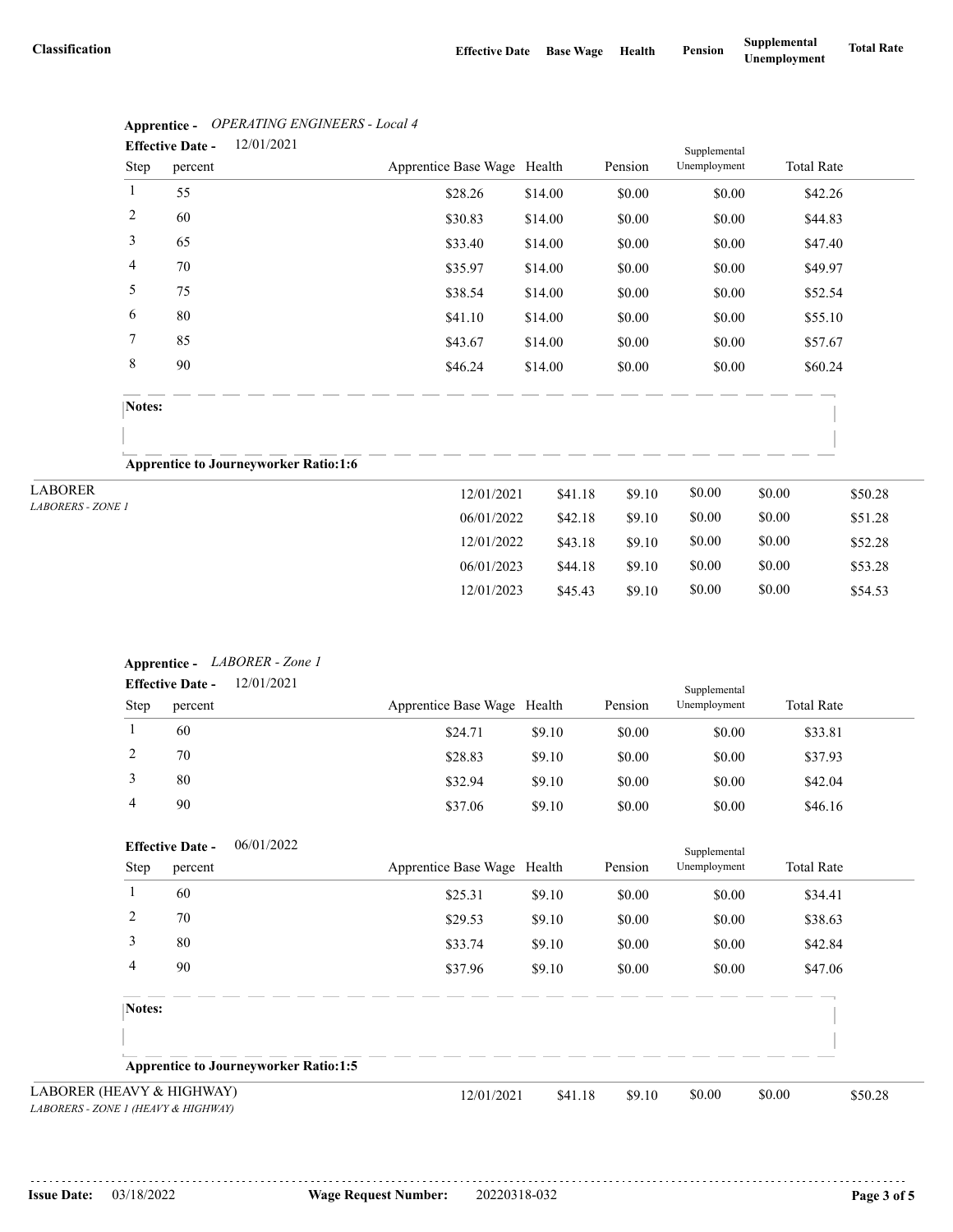| Classification | Effective Date | Base Wage | Health | Pension | Supplemental Unemployment | Total Rate |
|---|---|---|---|---|---|---|

**Apprentice -** *OPERATING ENGINEERS - Local 4*

**Effective Date -** 12/01/2021

| Step | percent | Apprentice Base Wage | Health | Pension | Supplemental Unemployment | Total Rate |
|---|---|---|---|---|---|---|
| 1 | 55 | $28.26 | $14.00 | $0.00 | $0.00 | $42.26 |
| 2 | 60 | $30.83 | $14.00 | $0.00 | $0.00 | $44.83 |
| 3 | 65 | $33.40 | $14.00 | $0.00 | $0.00 | $47.40 |
| 4 | 70 | $35.97 | $14.00 | $0.00 | $0.00 | $49.97 |
| 5 | 75 | $38.54 | $14.00 | $0.00 | $0.00 | $52.54 |
| 6 | 80 | $41.10 | $14.00 | $0.00 | $0.00 | $55.10 |
| 7 | 85 | $43.67 | $14.00 | $0.00 | $0.00 | $57.67 |
| 8 | 90 | $46.24 | $14.00 | $0.00 | $0.00 | $60.24 |

**Notes:**

**Apprentice to Journeyworker Ratio:1:6**

| Classification | Effective Date | Base Wage | Health | Pension | Supplemental Unemployment | Total Rate |
|---|---|---|---|---|---|---|
| LABORER<br>*LABORERS - ZONE 1* | 12/01/2021 | $41.18 | $9.10 | $0.00 | $0.00 | $50.28 |
| | 06/01/2022 | $42.18 | $9.10 | $0.00 | $0.00 | $51.28 |
| | 12/01/2022 | $43.18 | $9.10 | $0.00 | $0.00 | $52.28 |
| | 06/01/2023 | $44.18 | $9.10 | $0.00 | $0.00 | $53.28 |
| | 12/01/2023 | $45.43 | $9.10 | $0.00 | $0.00 | $54.53 |

**Apprentice -** *LABORER - Zone 1*

**Effective Date -** 12/01/2021

| Step | percent | Apprentice Base Wage | Health | Pension | Supplemental Unemployment | Total Rate |
|---|---|---|---|---|---|---|
| 1 | 60 | $24.71 | $9.10 | $0.00 | $0.00 | $33.81 |
| 2 | 70 | $28.83 | $9.10 | $0.00 | $0.00 | $37.93 |
| 3 | 80 | $32.94 | $9.10 | $0.00 | $0.00 | $42.04 |
| 4 | 90 | $37.06 | $9.10 | $0.00 | $0.00 | $46.16 |

**Effective Date -** 06/01/2022

| Step | percent | Apprentice Base Wage | Health | Pension | Supplemental Unemployment | Total Rate |
|---|---|---|---|---|---|---|
| 1 | 60 | $25.31 | $9.10 | $0.00 | $0.00 | $34.41 |
| 2 | 70 | $29.53 | $9.10 | $0.00 | $0.00 | $38.63 |
| 3 | 80 | $33.74 | $9.10 | $0.00 | $0.00 | $42.84 |
| 4 | 90 | $37.96 | $9.10 | $0.00 | $0.00 | $47.06 |

**Notes:**

**Apprentice to Journeyworker Ratio:1:5**

| Classification | Effective Date | Base Wage | Health | Pension | Supplemental Unemployment | Total Rate |
|---|---|---|---|---|---|---|
| LABORER (HEAVY & HIGHWAY)<br>*LABORERS - ZONE 1 (HEAVY & HIGHWAY)* | 12/01/2021 | $41.18 | $9.10 | $0.00 | $0.00 | $50.28 |

**Issue Date:** 03/18/2022 **Wage Request Number:** 20220318-032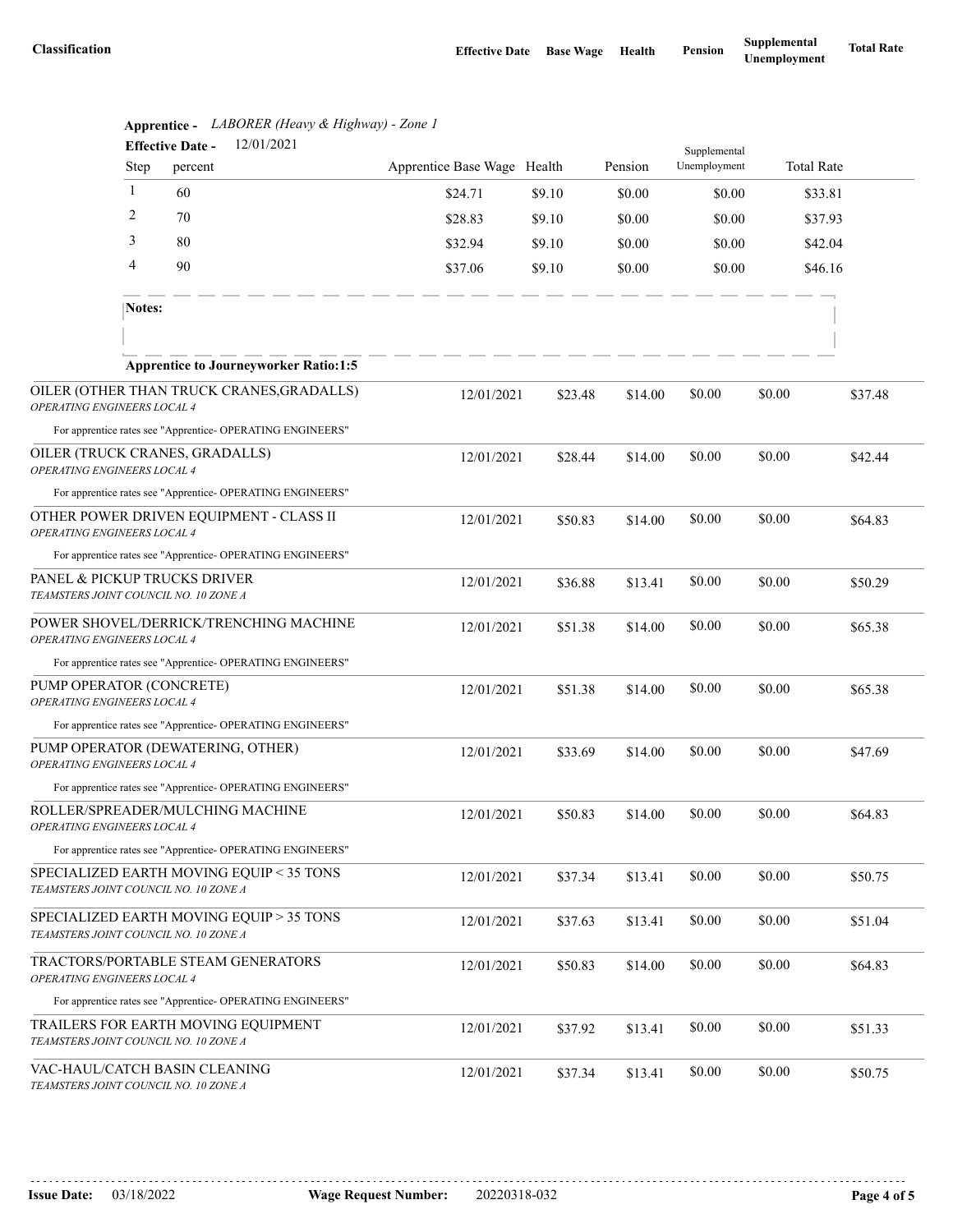| Classification | Effective Date | Base Wage | Health | Pension | Supplemental Unemployment | Total Rate |
|---|---|---|---|---|---|---|

**Apprentice -** *LABORER (Heavy & Highway) - Zone 1*

**Effective Date -** 12/01/2021

| Step | percent | Apprentice Base Wage | Health | Pension | Supplemental Unemployment | Total Rate |
|---|---|---|---|---|---|---|
| 1 | 60 | $24.71 | $9.10 | $0.00 | $0.00 | $33.81 |
| 2 | 70 | $28.83 | $9.10 | $0.00 | $0.00 | $37.93 |
| 3 | 80 | $32.94 | $9.10 | $0.00 | $0.00 | $42.04 |
| 4 | 90 | $37.06 | $9.10 | $0.00 | $0.00 | $46.16 |

**Notes:**

**Apprentice to Journeyworker Ratio:1:5**

| Classification | Effective Date | Base Wage | Health | Pension | Supplemental Unemployment | Total Rate |
|---|---|---|---|---|---|---|
| OILER (OTHER THAN TRUCK CRANES,GRADALLS)<br>*OPERATING ENGINEERS LOCAL 4*<br>For apprentice rates see "Apprentice- OPERATING ENGINEERS" | 12/01/2021 | $23.48 | $14.00 | $0.00 | $0.00 | $37.48 |
| OILER (TRUCK CRANES, GRADALLS)<br>*OPERATING ENGINEERS LOCAL 4*<br>For apprentice rates see "Apprentice- OPERATING ENGINEERS" | 12/01/2021 | $28.44 | $14.00 | $0.00 | $0.00 | $42.44 |
| OTHER POWER DRIVEN EQUIPMENT - CLASS II<br>*OPERATING ENGINEERS LOCAL 4*<br>For apprentice rates see "Apprentice- OPERATING ENGINEERS" | 12/01/2021 | $50.83 | $14.00 | $0.00 | $0.00 | $64.83 |
| PANEL & PICKUP TRUCKS DRIVER<br>*TEAMSTERS JOINT COUNCIL NO. 10 ZONE A* | 12/01/2021 | $36.88 | $13.41 | $0.00 | $0.00 | $50.29 |
| POWER SHOVEL/DERRICK/TRENCHING MACHINE<br>*OPERATING ENGINEERS LOCAL 4*<br>For apprentice rates see "Apprentice- OPERATING ENGINEERS" | 12/01/2021 | $51.38 | $14.00 | $0.00 | $0.00 | $65.38 |
| PUMP OPERATOR (CONCRETE)<br>*OPERATING ENGINEERS LOCAL 4*<br>For apprentice rates see "Apprentice- OPERATING ENGINEERS" | 12/01/2021 | $51.38 | $14.00 | $0.00 | $0.00 | $65.38 |
| PUMP OPERATOR (DEWATERING, OTHER)<br>*OPERATING ENGINEERS LOCAL 4*<br>For apprentice rates see "Apprentice- OPERATING ENGINEERS" | 12/01/2021 | $33.69 | $14.00 | $0.00 | $0.00 | $47.69 |
| ROLLER/SPREADER/MULCHING MACHINE<br>*OPERATING ENGINEERS LOCAL 4*<br>For apprentice rates see "Apprentice- OPERATING ENGINEERS" | 12/01/2021 | $50.83 | $14.00 | $0.00 | $0.00 | $64.83 |
| SPECIALIZED EARTH MOVING EQUIP < 35 TONS<br>*TEAMSTERS JOINT COUNCIL NO. 10 ZONE A* | 12/01/2021 | $37.34 | $13.41 | $0.00 | $0.00 | $50.75 |
| SPECIALIZED EARTH MOVING EQUIP > 35 TONS<br>*TEAMSTERS JOINT COUNCIL NO. 10 ZONE A* | 12/01/2021 | $37.63 | $13.41 | $0.00 | $0.00 | $51.04 |
| TRACTORS/PORTABLE STEAM GENERATORS<br>*OPERATING ENGINEERS LOCAL 4*<br>For apprentice rates see "Apprentice- OPERATING ENGINEERS" | 12/01/2021 | $50.83 | $14.00 | $0.00 | $0.00 | $64.83 |
| TRAILERS FOR EARTH MOVING EQUIPMENT<br>*TEAMSTERS JOINT COUNCIL NO. 10 ZONE A* | 12/01/2021 | $37.92 | $13.41 | $0.00 | $0.00 | $51.33 |
| VAC-HAUL/CATCH BASIN CLEANING<br>*TEAMSTERS JOINT COUNCIL NO. 10 ZONE A* | 12/01/2021 | $37.34 | $13.41 | $0.00 | $0.00 | $50.75 |

**Issue Date:** 03/18/2022 **Wage Request Number:** 20220318-032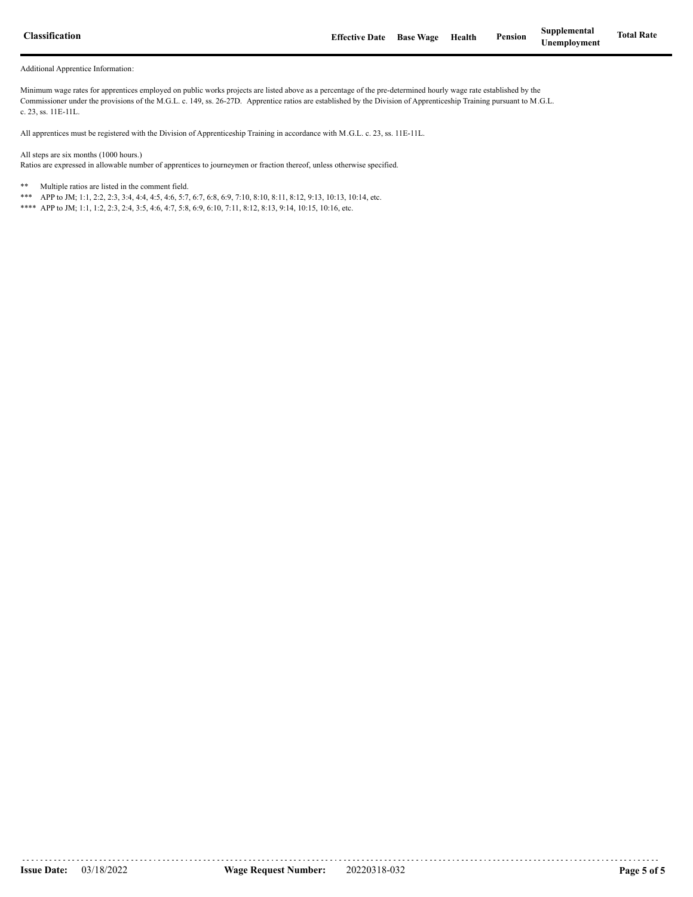| Classification | Effective Date | Base Wage | Health | Pension | Supplemental Unemployment | Total Rate |
|---|---|---|---|---|---|---|

Additional Apprentice Information:

Minimum wage rates for apprentices employed on public works projects are listed above as a percentage of the pre-determined hourly wage rate established by the Commissioner under the provisions of the M.G.L. c. 149, ss. 26-27D. Apprentice ratios are established by the Division of Apprenticeship Training pursuant to M.G.L. c. 23, ss. 11E-11L.

All apprentices must be registered with the Division of Apprenticeship Training in accordance with M.G.L. c. 23, ss. 11E-11L.

All steps are six months (1000 hours.)
Ratios are expressed in allowable number of apprentices to journeymen or fraction thereof, unless otherwise specified.

** Multiple ratios are listed in the comment field.
*** APP to JM; 1:1, 2:2, 2:3, 3:4, 4:4, 4:5, 4:6, 5:7, 6:7, 6:8, 6:9, 7:10, 8:10, 8:11, 8:12, 9:13, 10:13, 10:14, etc.
**** APP to JM; 1:1, 1:2, 2:3, 2:4, 3:5, 4:6, 4:7, 5:8, 6:9, 6:10, 7:11, 8:12, 8:13, 9:14, 10:15, 10:16, etc.

**Issue Date:** 03/18/2022 **Wage Request Number:** 20220318-032